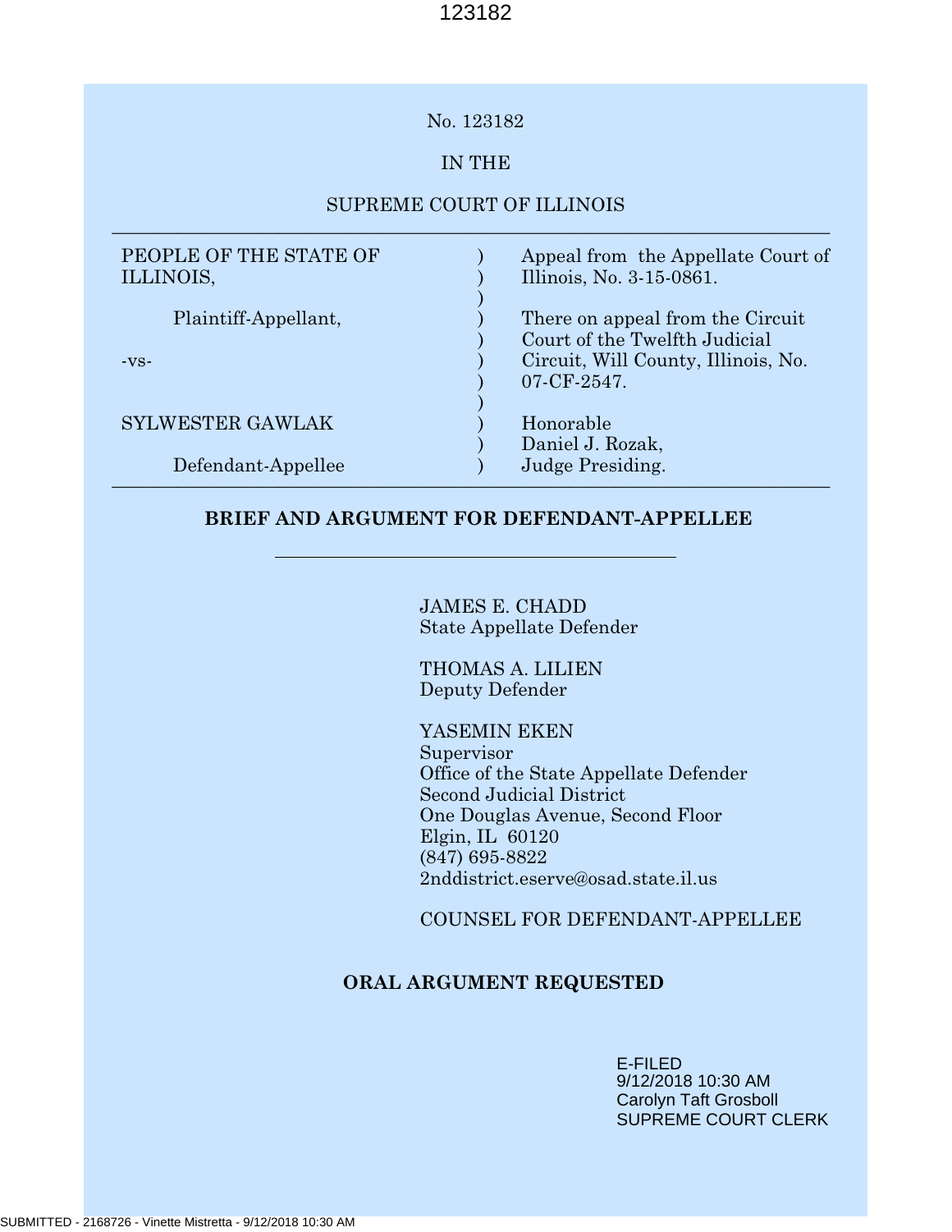No. 123182

IN THE

SUPREME COURT OF ILLINOIS

| | | |
|---|---|---|
| PEOPLE OF THE STATE OF ILLINOIS, | ) | Appeal from the Appellate Court of Illinois, No. 3-15-0861. |
| Plaintiff-Appellant, | ) | There on appeal from the Circuit Court of the Twelfth Judicial Circuit, Will County, Illinois, No. 07-CF-2547. |
| -vs- | ) | |
| SYLWESTER GAWLAK | ) | Honorable Daniel J. Rozak, |
| Defendant-Appellee | ) | Judge Presiding. |

**BRIEF AND ARGUMENT FOR DEFENDANT-APPELLEE**

JAMES E. CHADD
State Appellate Defender

THOMAS A. LILIEN
Deputy Defender

YASEMIN EKEN
Supervisor
Office of the State Appellate Defender
Second Judicial District
One Douglas Avenue, Second Floor
Elgin, IL 60120
(847) 695-8822
2nddistrict.eserve@osad.state.il.us

COUNSEL FOR DEFENDANT-APPELLEE

**ORAL ARGUMENT REQUESTED**

E-FILED
9/12/2018 10:30 AM
Carolyn Taft Grosboll
SUPREME COURT CLERK

SUBMITTED - 2168726 - Vinette Mistretta - 9/12/2018 10:30 AM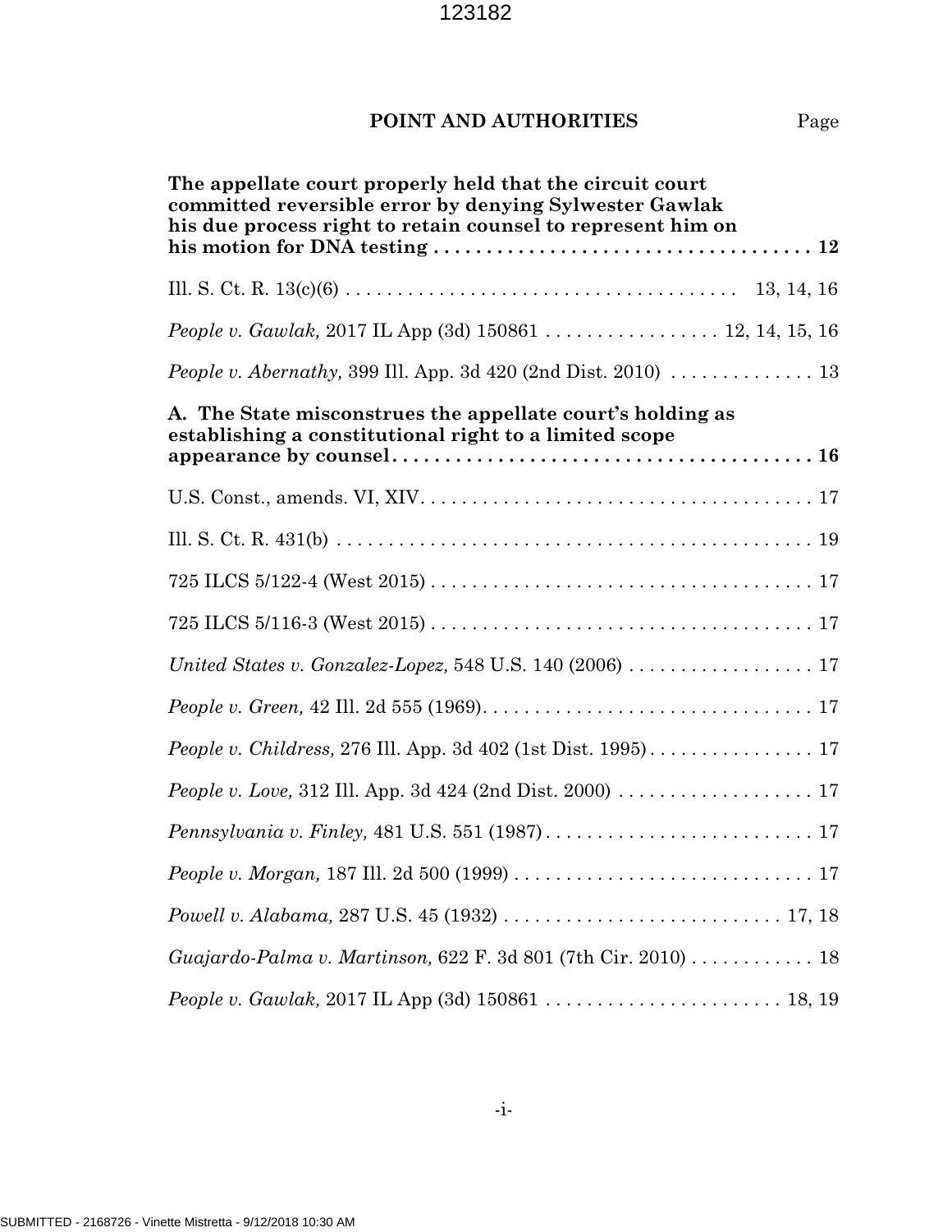## POINT AND AUTHORITIES

Page

**The appellate court properly held that the circuit court committed reversible error by denying Sylwester Gawlak his due process right to retain counsel to represent him on his motion for DNA testing . . . . . . . . . . . . . . . . . . . . . . . . . . . . . . . . . . . . 12**

Ill. S. Ct. R. 13(c)(6) . . . . . . . . . . . . . . . . . . . . . . . . . . . . . . . . . . . . . . 13, 14, 16

*People v. Gawlak,* 2017 IL App (3d) 150861 . . . . . . . . . . . . . . . . . 12, 14, 15, 16

*People v. Abernathy,* 399 Ill. App. 3d 420 (2nd Dist. 2010) . . . . . . . . . . . . . . 13

**A. The State misconstrues the appellate court's holding as establishing a constitutional right to a limited scope appearance by counsel . . . . . . . . . . . . . . . . . . . . . . . . . . . . . . . . . . . . . . . . 16**

U.S. Const., amends. VI, XIV . . . . . . . . . . . . . . . . . . . . . . . . . . . . . . . . . . . . . . 17

Ill. S. Ct. R. 431(b) . . . . . . . . . . . . . . . . . . . . . . . . . . . . . . . . . . . . . . . . . . . . . . 19

725 ILCS 5/122-4 (West 2015) . . . . . . . . . . . . . . . . . . . . . . . . . . . . . . . . . . . . . . 17

725 ILCS 5/116-3 (West 2015) . . . . . . . . . . . . . . . . . . . . . . . . . . . . . . . . . . . . . . 17

*United States v. Gonzalez-Lopez,* 548 U.S. 140 (2006) . . . . . . . . . . . . . . . . . . 17

*People v. Green,* 42 Ill. 2d 555 (1969) . . . . . . . . . . . . . . . . . . . . . . . . . . . . . . . . 17

*People v. Childress,* 276 Ill. App. 3d 402 (1st Dist. 1995) . . . . . . . . . . . . . . . . 17

*People v. Love,* 312 Ill. App. 3d 424 (2nd Dist. 2000) . . . . . . . . . . . . . . . . . . . 17

*Pennsylvania v. Finley,* 481 U.S. 551 (1987) . . . . . . . . . . . . . . . . . . . . . . . . . . 17

*People v. Morgan,* 187 Ill. 2d 500 (1999) . . . . . . . . . . . . . . . . . . . . . . . . . . . . . 17

*Powell v. Alabama,* 287 U.S. 45 (1932) . . . . . . . . . . . . . . . . . . . . . . . . . . . 17, 18

*Guajardo-Palma v. Martinson,* 622 F. 3d 801 (7th Cir. 2010) . . . . . . . . . . . . 18

*People v. Gawlak,* 2017 IL App (3d) 150861 . . . . . . . . . . . . . . . . . . . . . . . 18, 19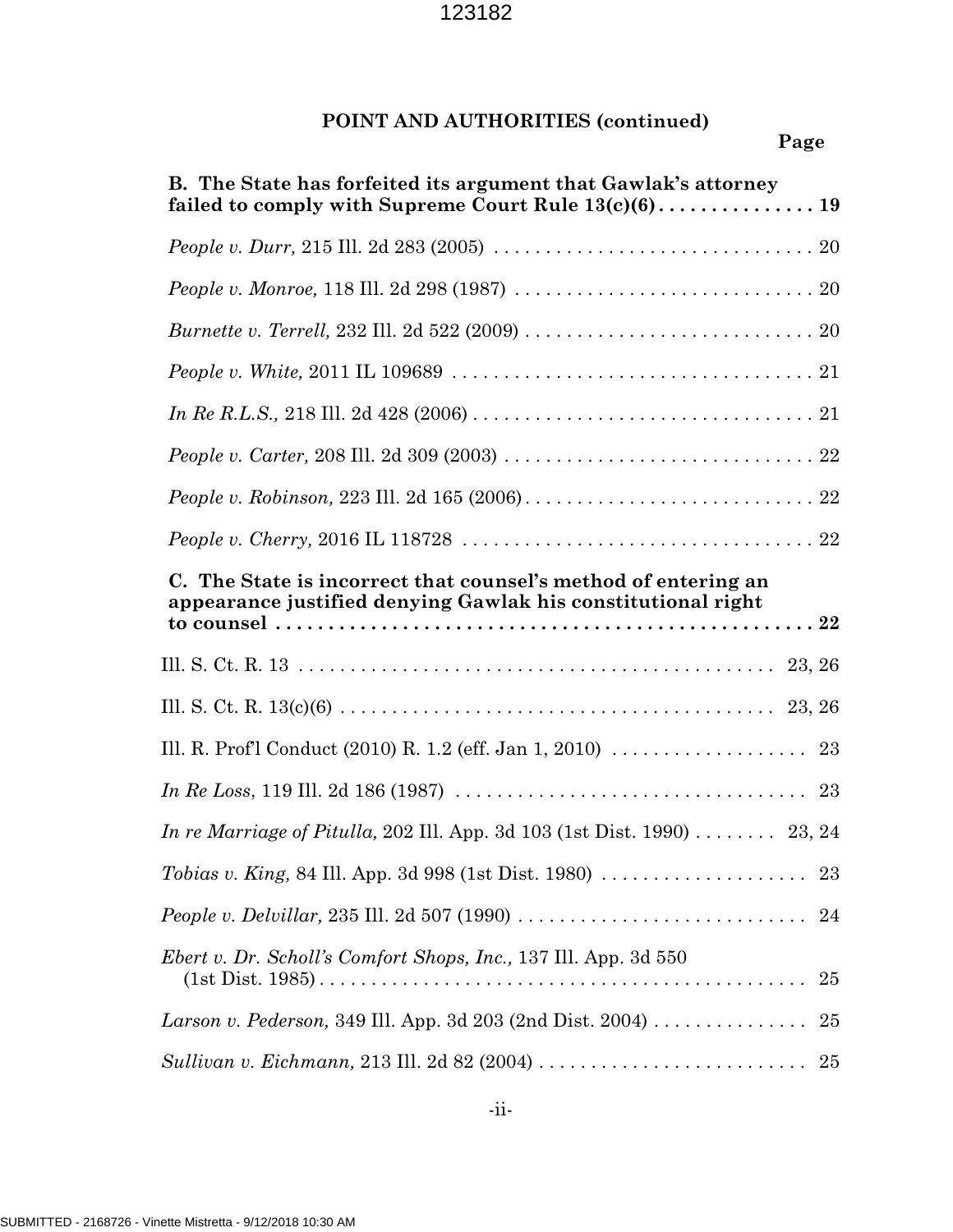**POINT AND AUTHORITIES (continued)**

**Page**

**B. The State has forfeited its argument that Gawlak's attorney failed to comply with Supreme Court Rule 13(c)(6) . . . . . . . . . . . . . . . 19**

*People v. Durr,* 215 Ill. 2d 283 (2005) . . . . . . . . . . . . . . . . . . . . . . . . . . . . . . . . 20

*People v. Monroe,* 118 Ill. 2d 298 (1987) . . . . . . . . . . . . . . . . . . . . . . . . . . . . . 20

*Burnette v. Terrell,* 232 Ill. 2d 522 (2009) . . . . . . . . . . . . . . . . . . . . . . . . . . . . 20

*People v. White,* 2011 IL 109689 . . . . . . . . . . . . . . . . . . . . . . . . . . . . . . . . . . . 21

*In Re R.L.S.,* 218 Ill. 2d 428 (2006) . . . . . . . . . . . . . . . . . . . . . . . . . . . . . . . . . 21

*People v. Carter,* 208 Ill. 2d 309 (2003) . . . . . . . . . . . . . . . . . . . . . . . . . . . . . . 22

*People v. Robinson,* 223 Ill. 2d 165 (2006) . . . . . . . . . . . . . . . . . . . . . . . . . . . . 22

*People v. Cherry,* 2016 IL 118728 . . . . . . . . . . . . . . . . . . . . . . . . . . . . . . . . . . 22

**C. The State is incorrect that counsel's method of entering an appearance justified denying Gawlak his constitutional right to counsel . . . . . . . . . . . . . . . . . . . . . . . . . . . . . . . . . . . . . . . . . . . . . . . . . . . 22**

Ill. S. Ct. R. 13 . . . . . . . . . . . . . . . . . . . . . . . . . . . . . . . . . . . . . . . . . . . . . . 23, 26

Ill. S. Ct. R. 13(c)(6) . . . . . . . . . . . . . . . . . . . . . . . . . . . . . . . . . . . . . . . . . . 23, 26

Ill. R. Prof'l Conduct (2010) R. 1.2 (eff. Jan 1, 2010) . . . . . . . . . . . . . . . . . . . 23

*In Re Loss*, 119 Ill. 2d 186 (1987) . . . . . . . . . . . . . . . . . . . . . . . . . . . . . . . . . . 23

*In re Marriage of Pitulla,* 202 Ill. App. 3d 103 (1st Dist. 1990) . . . . . . . . 23, 24

*Tobias v. King,* 84 Ill. App. 3d 998 (1st Dist. 1980) . . . . . . . . . . . . . . . . . . . . 23

*People v. Delvillar,* 235 Ill. 2d 507 (1990) . . . . . . . . . . . . . . . . . . . . . . . . . . . . 24

*Ebert v. Dr. Scholl's Comfort Shops, Inc.,* 137 Ill. App. 3d 550 (1st Dist. 1985) . . . . . . . . . . . . . . . . . . . . . . . . . . . . . . . . . . . . . . . . . . . . . . . 25

*Larson v. Pederson,* 349 Ill. App. 3d 203 (2nd Dist. 2004) . . . . . . . . . . . . . . . 25

*Sullivan v. Eichmann,* 213 Ill. 2d 82 (2004) . . . . . . . . . . . . . . . . . . . . . . . . . . 25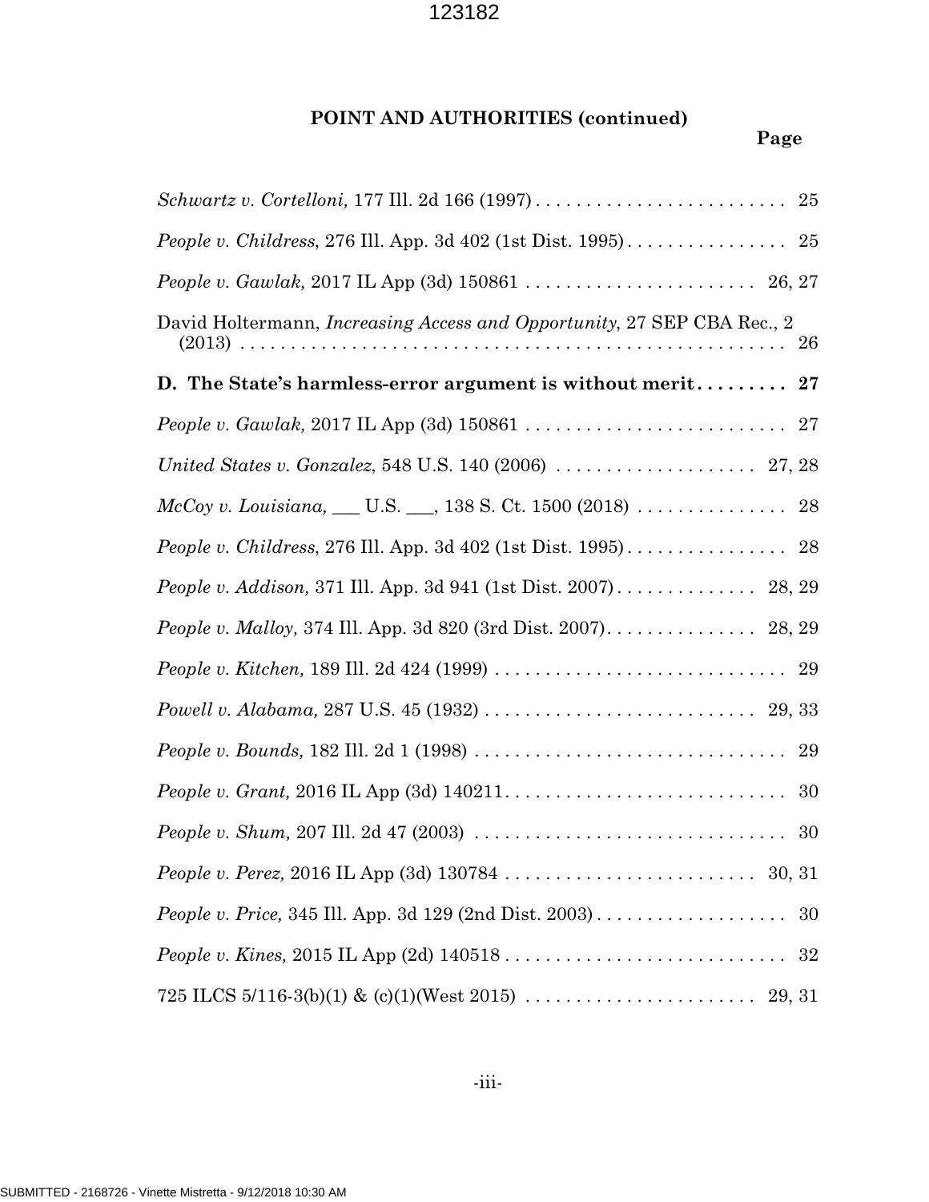**POINT AND AUTHORITIES (continued)**

**Page**

*Schwartz v. Cortelloni,* 177 Ill. 2d 166 (1997) . . . . . . . . . . . . . . . . . . . . . . . . . 25

*People v. Childress*, 276 Ill. App. 3d 402 (1st Dist. 1995) . . . . . . . . . . . . . . . . 25

*People v. Gawlak,* 2017 IL App (3d) 150861 . . . . . . . . . . . . . . . . . . . . . . . 26, 27

David Holtermann, *Increasing Access and Opportunity*, 27 SEP CBA Rec., 2 (2013) . . . . . . . . . . . . . . . . . . . . . . . . . . . . . . . . . . . . . . . . . . . . . . . . . . . . 26

**D. The State's harmless-error argument is without merit . . . . . . . . . 27**

*People v. Gawlak,* 2017 IL App (3d) 150861 . . . . . . . . . . . . . . . . . . . . . . . . . . 27

*United States v. Gonzalez*, 548 U.S. 140 (2006) . . . . . . . . . . . . . . . . . . . . 27, 28

*McCoy v. Louisiana,* ___ U.S. ___, 138 S. Ct. 1500 (2018) . . . . . . . . . . . . . . . 28

*People v. Childress*, 276 Ill. App. 3d 402 (1st Dist. 1995) . . . . . . . . . . . . . . . . 28

*People v. Addison,* 371 Ill. App. 3d 941 (1st Dist. 2007) . . . . . . . . . . . . . . 28, 29

*People v. Malloy,* 374 Ill. App. 3d 820 (3rd Dist. 2007). . . . . . . . . . . . . . . 28, 29

*People v. Kitchen,* 189 Ill. 2d 424 (1999) . . . . . . . . . . . . . . . . . . . . . . . . . . . . . 29

*Powell v. Alabama,* 287 U.S. 45 (1932) . . . . . . . . . . . . . . . . . . . . . . . . . . . 29, 33

*People v. Bounds,* 182 Ill. 2d 1 (1998) . . . . . . . . . . . . . . . . . . . . . . . . . . . . . . . 29

*People v. Grant,* 2016 IL App (3d) 140211. . . . . . . . . . . . . . . . . . . . . . . . . . . . 30

*People v. Shum,* 207 Ill. 2d 47 (2003) . . . . . . . . . . . . . . . . . . . . . . . . . . . . . . . 30

*People v. Perez,* 2016 IL App (3d) 130784 . . . . . . . . . . . . . . . . . . . . . . . . . 30, 31

*People v. Price,* 345 Ill. App. 3d 129 (2nd Dist. 2003) . . . . . . . . . . . . . . . . . . . 30

*People v. Kines,* 2015 IL App (2d) 140518 . . . . . . . . . . . . . . . . . . . . . . . . . . . . 32

725 ILCS 5/116-3(b)(1) & (c)(1)(West 2015) . . . . . . . . . . . . . . . . . . . . . . . 29, 31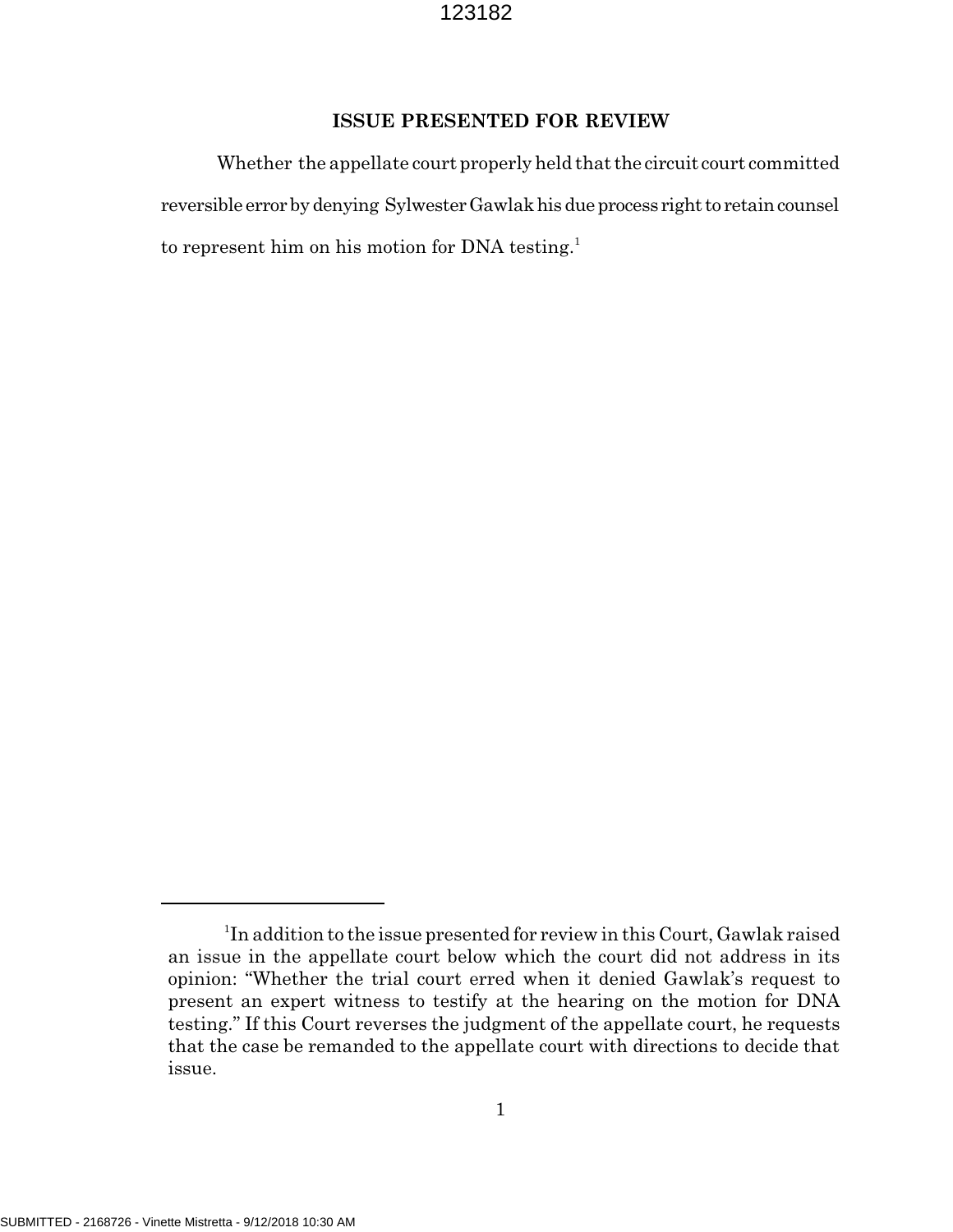## ISSUE PRESENTED FOR REVIEW

Whether the appellate court properly held that the circuit court committed reversible error by denying Sylwester Gawlak his due process right to retain counsel to represent him on his motion for DNA testing.[1]

[1] In addition to the issue presented for review in this Court, Gawlak raised an issue in the appellate court below which the court did not address in its opinion: "Whether the trial court erred when it denied Gawlak's request to present an expert witness to testify at the hearing on the motion for DNA testing." If this Court reverses the judgment of the appellate court, he requests that the case be remanded to the appellate court with directions to decide that issue.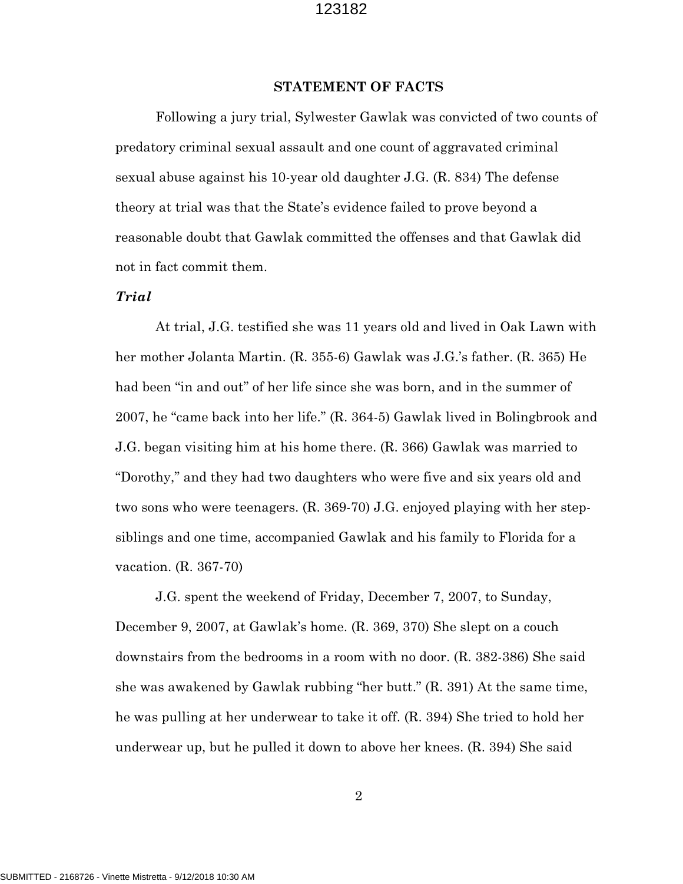## STATEMENT OF FACTS

Following a jury trial, Sylwester Gawlak was convicted of two counts of predatory criminal sexual assault and one count of aggravated criminal sexual abuse against his 10-year old daughter J.G. (R. 834) The defense theory at trial was that the State's evidence failed to prove beyond a reasonable doubt that Gawlak committed the offenses and that Gawlak did not in fact commit them.

***Trial***

At trial, J.G. testified she was 11 years old and lived in Oak Lawn with her mother Jolanta Martin. (R. 355-6) Gawlak was J.G.'s father. (R. 365) He had been "in and out" of her life since she was born, and in the summer of 2007, he "came back into her life." (R. 364-5) Gawlak lived in Bolingbrook and J.G. began visiting him at his home there. (R. 366) Gawlak was married to "Dorothy," and they had two daughters who were five and six years old and two sons who were teenagers. (R. 369-70) J.G. enjoyed playing with her step-siblings and one time, accompanied Gawlak and his family to Florida for a vacation. (R. 367-70)

J.G. spent the weekend of Friday, December 7, 2007, to Sunday, December 9, 2007, at Gawlak's home. (R. 369, 370) She slept on a couch downstairs from the bedrooms in a room with no door. (R. 382-386) She said she was awakened by Gawlak rubbing "her butt." (R. 391) At the same time, he was pulling at her underwear to take it off. (R. 394) She tried to hold her underwear up, but he pulled it down to above her knees. (R. 394) She said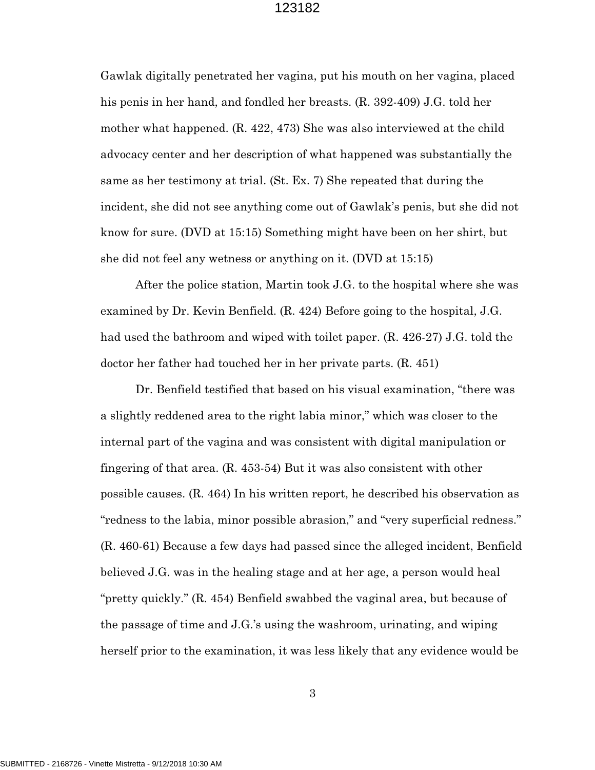Gawlak digitally penetrated her vagina, put his mouth on her vagina, placed his penis in her hand, and fondled her breasts. (R. 392-409) J.G. told her mother what happened. (R. 422, 473) She was also interviewed at the child advocacy center and her description of what happened was substantially the same as her testimony at trial. (St. Ex. 7) She repeated that during the incident, she did not see anything come out of Gawlak's penis, but she did not know for sure. (DVD at 15:15) Something might have been on her shirt, but she did not feel any wetness or anything on it. (DVD at 15:15)

After the police station, Martin took J.G. to the hospital where she was examined by Dr. Kevin Benfield. (R. 424) Before going to the hospital, J.G. had used the bathroom and wiped with toilet paper. (R. 426-27) J.G. told the doctor her father had touched her in her private parts. (R. 451)

Dr. Benfield testified that based on his visual examination, "there was a slightly reddened area to the right labia minor," which was closer to the internal part of the vagina and was consistent with digital manipulation or fingering of that area. (R. 453-54) But it was also consistent with other possible causes. (R. 464) In his written report, he described his observation as "redness to the labia, minor possible abrasion," and "very superficial redness." (R. 460-61) Because a few days had passed since the alleged incident, Benfield believed J.G. was in the healing stage and at her age, a person would heal "pretty quickly." (R. 454) Benfield swabbed the vaginal area, but because of the passage of time and J.G.'s using the washroom, urinating, and wiping herself prior to the examination, it was less likely that any evidence would be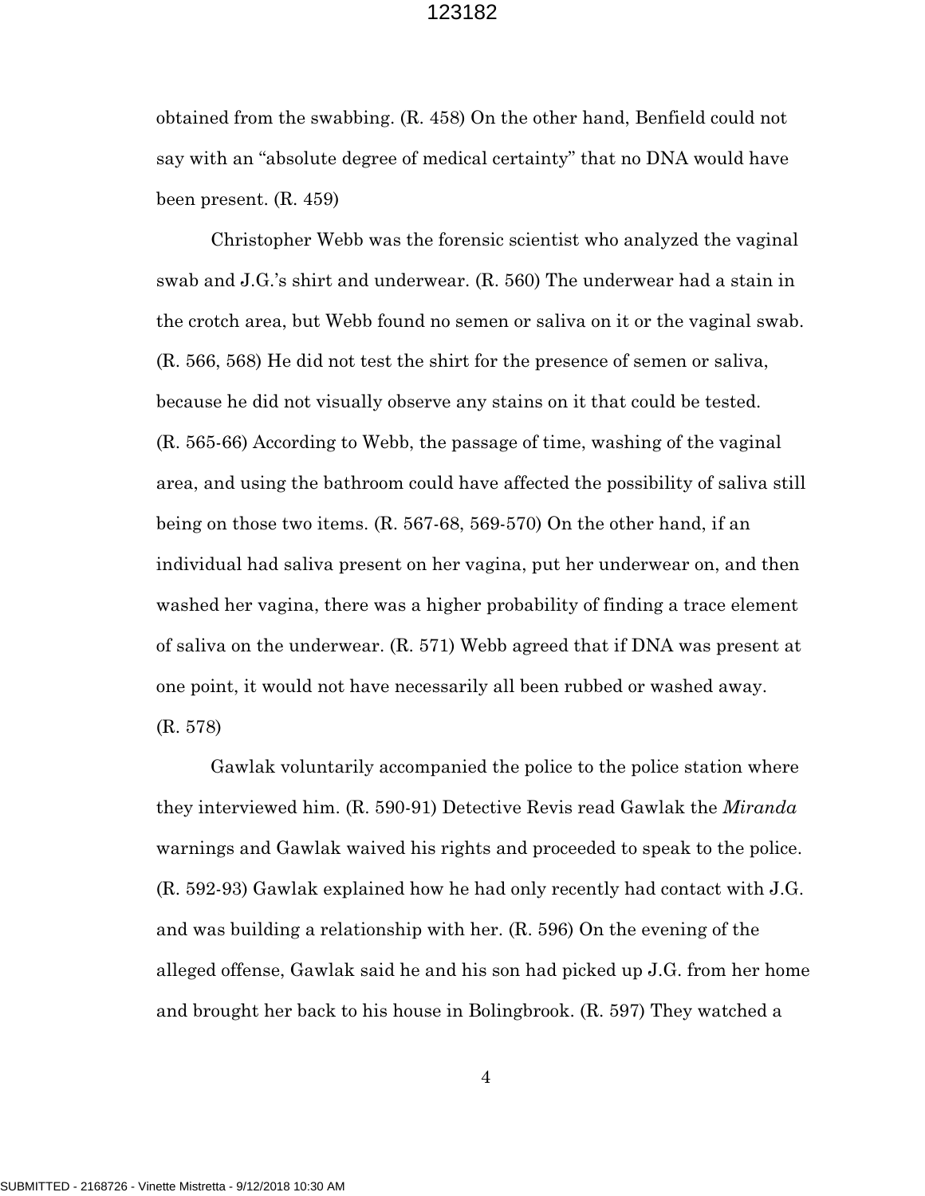obtained from the swabbing. (R. 458) On the other hand, Benfield could not say with an "absolute degree of medical certainty" that no DNA would have been present. (R. 459)

Christopher Webb was the forensic scientist who analyzed the vaginal swab and J.G.'s shirt and underwear. (R. 560) The underwear had a stain in the crotch area, but Webb found no semen or saliva on it or the vaginal swab. (R. 566, 568) He did not test the shirt for the presence of semen or saliva, because he did not visually observe any stains on it that could be tested. (R. 565-66) According to Webb, the passage of time, washing of the vaginal area, and using the bathroom could have affected the possibility of saliva still being on those two items. (R. 567-68, 569-570) On the other hand, if an individual had saliva present on her vagina, put her underwear on, and then washed her vagina, there was a higher probability of finding a trace element of saliva on the underwear. (R. 571) Webb agreed that if DNA was present at one point, it would not have necessarily all been rubbed or washed away. (R. 578)

Gawlak voluntarily accompanied the police to the police station where they interviewed him. (R. 590-91) Detective Revis read Gawlak the *Miranda* warnings and Gawlak waived his rights and proceeded to speak to the police. (R. 592-93) Gawlak explained how he had only recently had contact with J.G. and was building a relationship with her. (R. 596) On the evening of the alleged offense, Gawlak said he and his son had picked up J.G. from her home and brought her back to his house in Bolingbrook. (R. 597) They watched a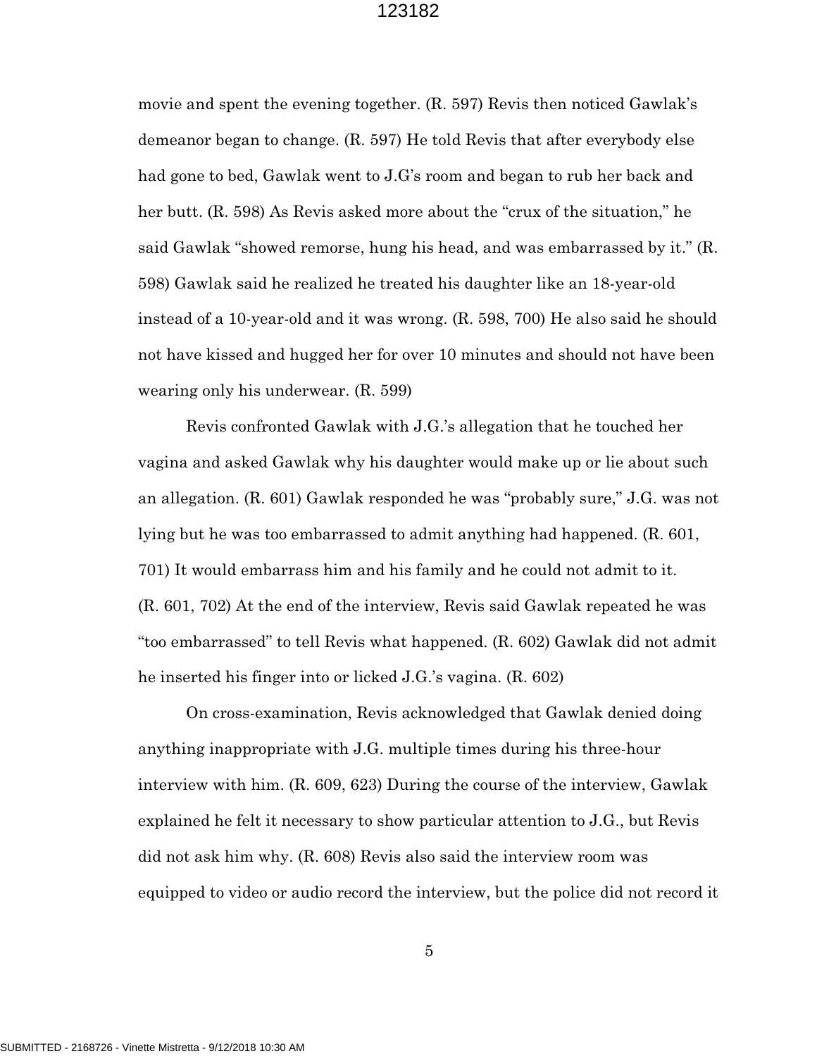movie and spent the evening together. (R. 597) Revis then noticed Gawlak's demeanor began to change. (R. 597) He told Revis that after everybody else had gone to bed, Gawlak went to J.G's room and began to rub her back and her butt. (R. 598) As Revis asked more about the "crux of the situation," he said Gawlak "showed remorse, hung his head, and was embarrassed by it." (R. 598) Gawlak said he realized he treated his daughter like an 18-year-old instead of a 10-year-old and it was wrong. (R. 598, 700) He also said he should not have kissed and hugged her for over 10 minutes and should not have been wearing only his underwear. (R. 599)

Revis confronted Gawlak with J.G.'s allegation that he touched her vagina and asked Gawlak why his daughter would make up or lie about such an allegation. (R. 601) Gawlak responded he was "probably sure," J.G. was not lying but he was too embarrassed to admit anything had happened. (R. 601, 701) It would embarrass him and his family and he could not admit to it. (R. 601, 702) At the end of the interview, Revis said Gawlak repeated he was "too embarrassed" to tell Revis what happened. (R. 602) Gawlak did not admit he inserted his finger into or licked J.G.'s vagina. (R. 602)

On cross-examination, Revis acknowledged that Gawlak denied doing anything inappropriate with J.G. multiple times during his three-hour interview with him. (R. 609, 623) During the course of the interview, Gawlak explained he felt it necessary to show particular attention to J.G., but Revis did not ask him why. (R. 608) Revis also said the interview room was equipped to video or audio record the interview, but the police did not record it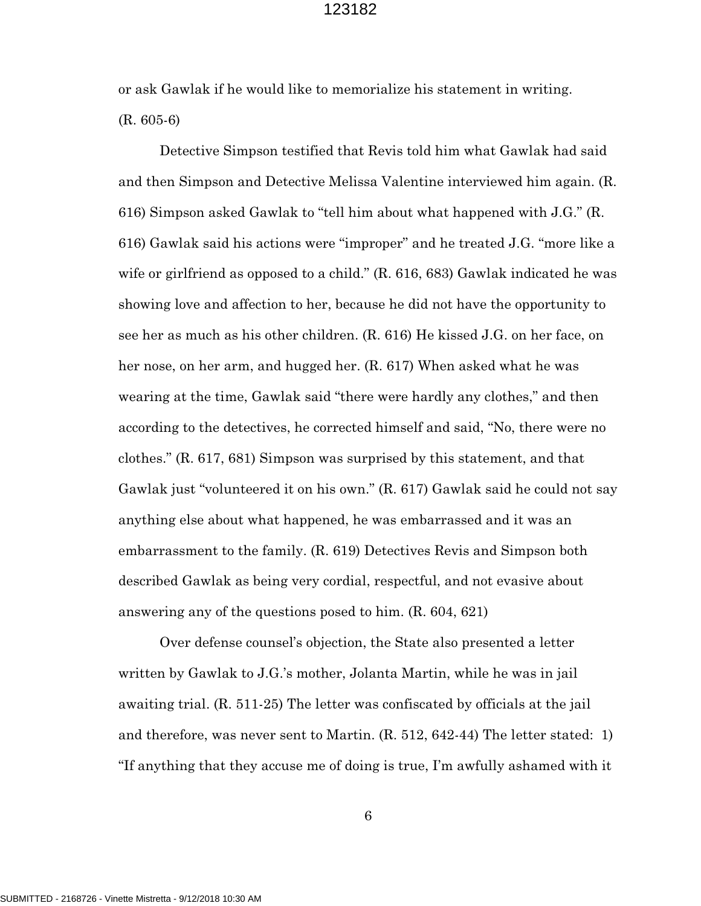or ask Gawlak if he would like to memorialize his statement in writing. (R. 605-6)

Detective Simpson testified that Revis told him what Gawlak had said and then Simpson and Detective Melissa Valentine interviewed him again. (R. 616) Simpson asked Gawlak to "tell him about what happened with J.G." (R. 616) Gawlak said his actions were "improper" and he treated J.G. "more like a wife or girlfriend as opposed to a child." (R. 616, 683) Gawlak indicated he was showing love and affection to her, because he did not have the opportunity to see her as much as his other children. (R. 616) He kissed J.G. on her face, on her nose, on her arm, and hugged her. (R. 617) When asked what he was wearing at the time, Gawlak said "there were hardly any clothes," and then according to the detectives, he corrected himself and said, "No, there were no clothes." (R. 617, 681) Simpson was surprised by this statement, and that Gawlak just "volunteered it on his own." (R. 617) Gawlak said he could not say anything else about what happened, he was embarrassed and it was an embarrassment to the family. (R. 619) Detectives Revis and Simpson both described Gawlak as being very cordial, respectful, and not evasive about answering any of the questions posed to him. (R. 604, 621)

Over defense counsel's objection, the State also presented a letter written by Gawlak to J.G.'s mother, Jolanta Martin, while he was in jail awaiting trial. (R. 511-25) The letter was confiscated by officials at the jail and therefore, was never sent to Martin. (R. 512, 642-44) The letter stated: 1) "If anything that they accuse me of doing is true, I'm awfully ashamed with it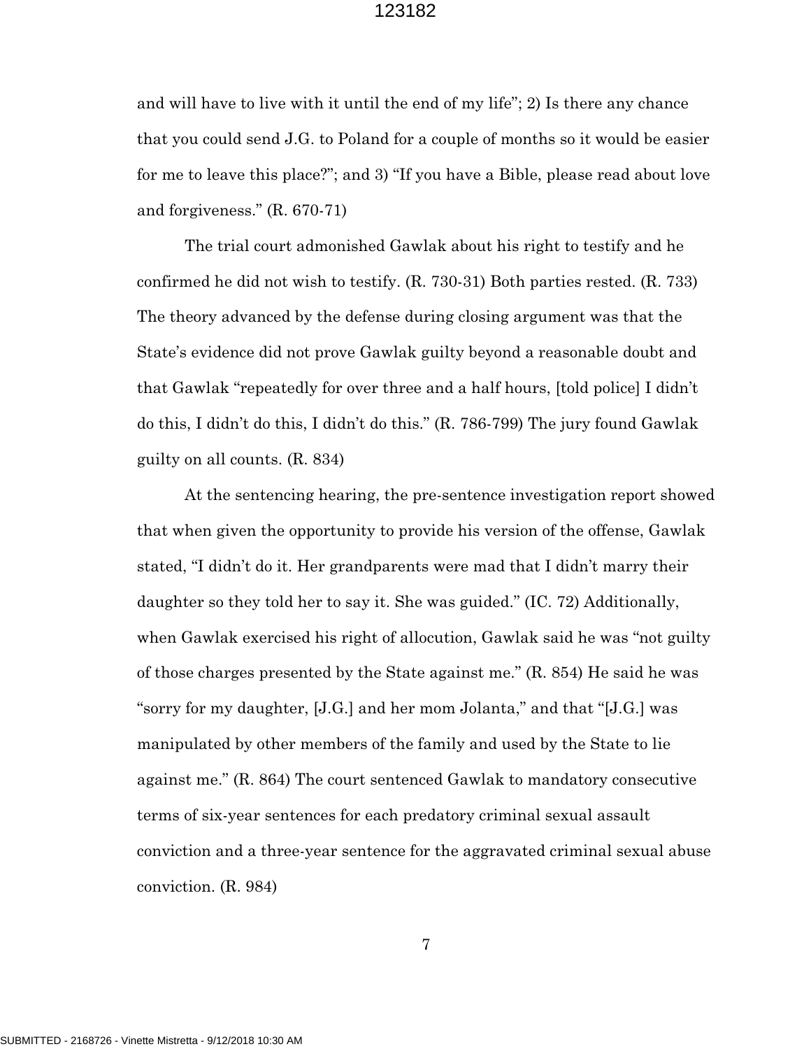and will have to live with it until the end of my life"; 2) Is there any chance that you could send J.G. to Poland for a couple of months so it would be easier for me to leave this place?"; and 3) "If you have a Bible, please read about love and forgiveness." (R. 670-71)

The trial court admonished Gawlak about his right to testify and he confirmed he did not wish to testify. (R. 730-31) Both parties rested. (R. 733) The theory advanced by the defense during closing argument was that the State's evidence did not prove Gawlak guilty beyond a reasonable doubt and that Gawlak "repeatedly for over three and a half hours, [told police] I didn't do this, I didn't do this, I didn't do this." (R. 786-799) The jury found Gawlak guilty on all counts. (R. 834)

At the sentencing hearing, the pre-sentence investigation report showed that when given the opportunity to provide his version of the offense, Gawlak stated, "I didn't do it. Her grandparents were mad that I didn't marry their daughter so they told her to say it. She was guided." (IC. 72) Additionally, when Gawlak exercised his right of allocution, Gawlak said he was "not guilty of those charges presented by the State against me." (R. 854) He said he was "sorry for my daughter, [J.G.] and her mom Jolanta," and that "[J.G.] was manipulated by other members of the family and used by the State to lie against me." (R. 864) The court sentenced Gawlak to mandatory consecutive terms of six-year sentences for each predatory criminal sexual assault conviction and a three-year sentence for the aggravated criminal sexual abuse conviction. (R. 984)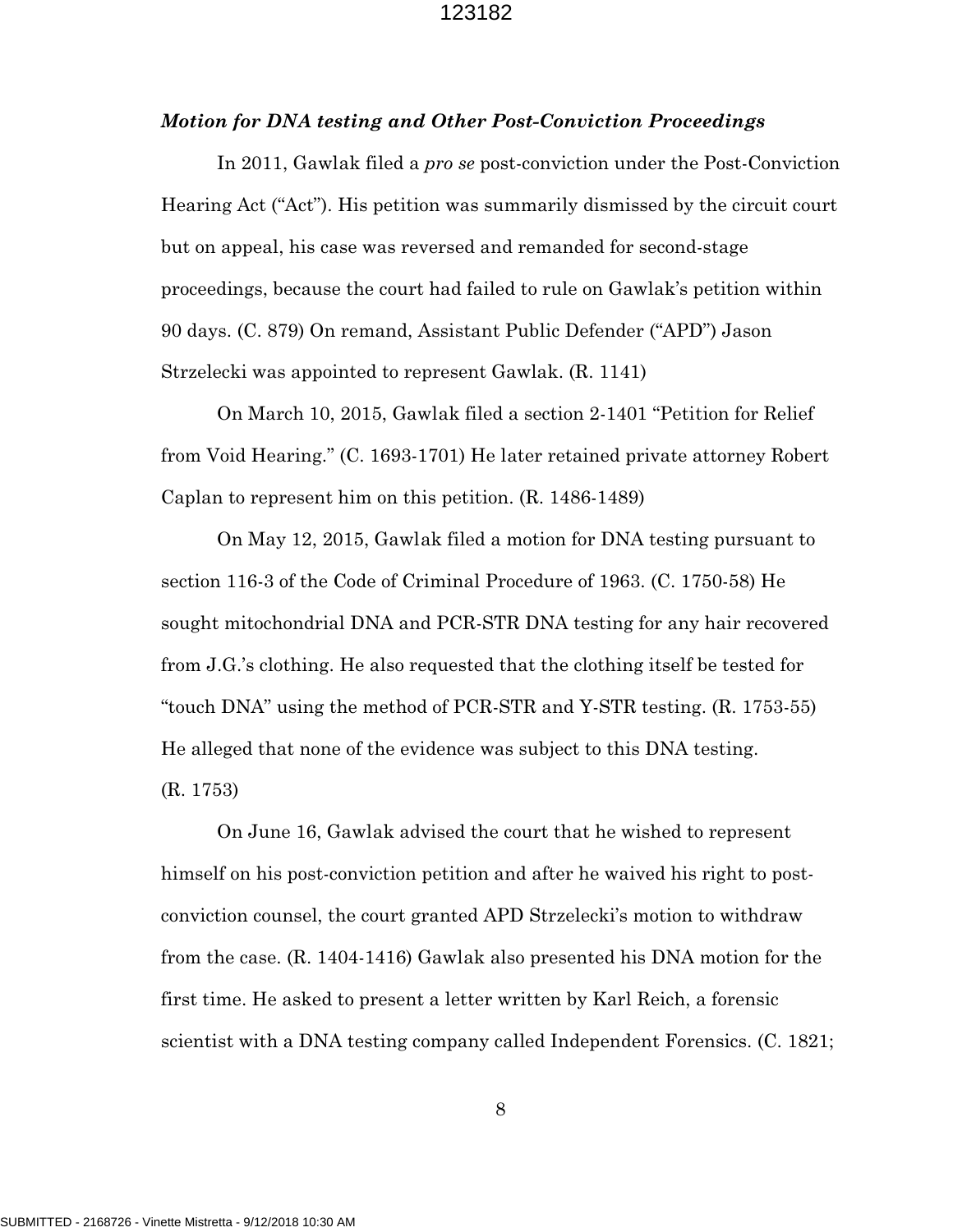***Motion for DNA testing and Other Post-Conviction Proceedings***

In 2011, Gawlak filed a *pro se* post-conviction under the Post-Conviction Hearing Act ("Act"). His petition was summarily dismissed by the circuit court but on appeal, his case was reversed and remanded for second-stage proceedings, because the court had failed to rule on Gawlak's petition within 90 days. (C. 879) On remand, Assistant Public Defender ("APD") Jason Strzelecki was appointed to represent Gawlak. (R. 1141)

On March 10, 2015, Gawlak filed a section 2-1401 "Petition for Relief from Void Hearing." (C. 1693-1701) He later retained private attorney Robert Caplan to represent him on this petition. (R. 1486-1489)

On May 12, 2015, Gawlak filed a motion for DNA testing pursuant to section 116-3 of the Code of Criminal Procedure of 1963. (C. 1750-58) He sought mitochondrial DNA and PCR-STR DNA testing for any hair recovered from J.G.'s clothing. He also requested that the clothing itself be tested for "touch DNA" using the method of PCR-STR and Y-STR testing. (R. 1753-55) He alleged that none of the evidence was subject to this DNA testing. (R. 1753)

On June 16, Gawlak advised the court that he wished to represent himself on his post-conviction petition and after he waived his right to post-conviction counsel, the court granted APD Strzelecki's motion to withdraw from the case. (R. 1404-1416) Gawlak also presented his DNA motion for the first time. He asked to present a letter written by Karl Reich, a forensic scientist with a DNA testing company called Independent Forensics. (C. 1821;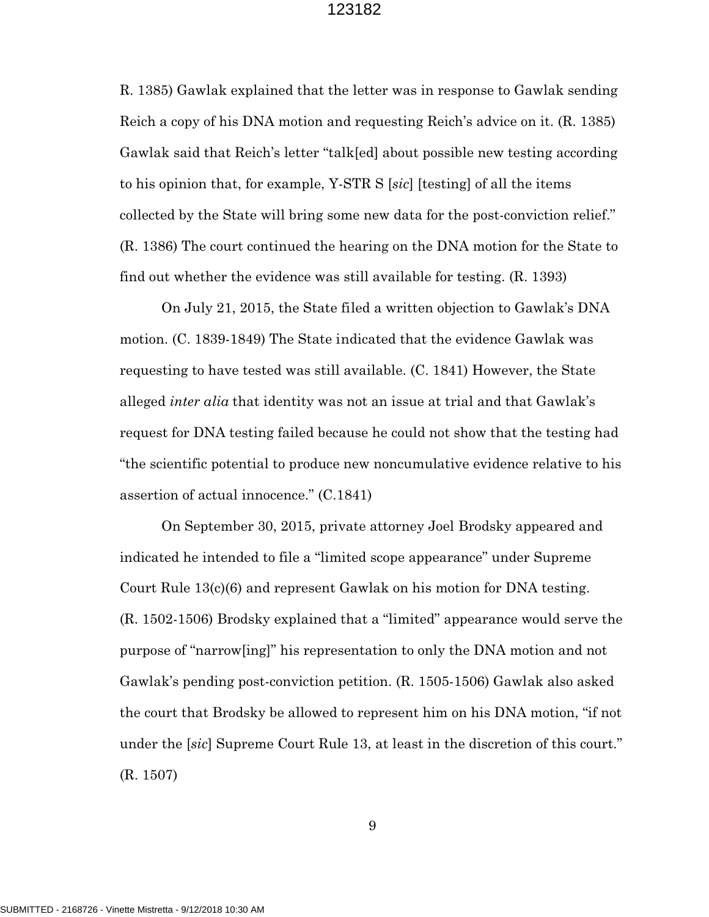R. 1385) Gawlak explained that the letter was in response to Gawlak sending Reich a copy of his DNA motion and requesting Reich's advice on it. (R. 1385) Gawlak said that Reich's letter "talk[ed] about possible new testing according to his opinion that, for example, Y-STR S [*sic*] [testing] of all the items collected by the State will bring some new data for the post-conviction relief." (R. 1386) The court continued the hearing on the DNA motion for the State to find out whether the evidence was still available for testing. (R. 1393)

On July 21, 2015, the State filed a written objection to Gawlak's DNA motion. (C. 1839-1849) The State indicated that the evidence Gawlak was requesting to have tested was still available. (C. 1841) However, the State alleged *inter alia* that identity was not an issue at trial and that Gawlak's request for DNA testing failed because he could not show that the testing had "the scientific potential to produce new noncumulative evidence relative to his assertion of actual innocence." (C.1841)

On September 30, 2015, private attorney Joel Brodsky appeared and indicated he intended to file a "limited scope appearance" under Supreme Court Rule 13(c)(6) and represent Gawlak on his motion for DNA testing. (R. 1502-1506) Brodsky explained that a "limited" appearance would serve the purpose of "narrow[ing]" his representation to only the DNA motion and not Gawlak's pending post-conviction petition. (R. 1505-1506) Gawlak also asked the court that Brodsky be allowed to represent him on his DNA motion, "if not under the [*sic*] Supreme Court Rule 13, at least in the discretion of this court." (R. 1507)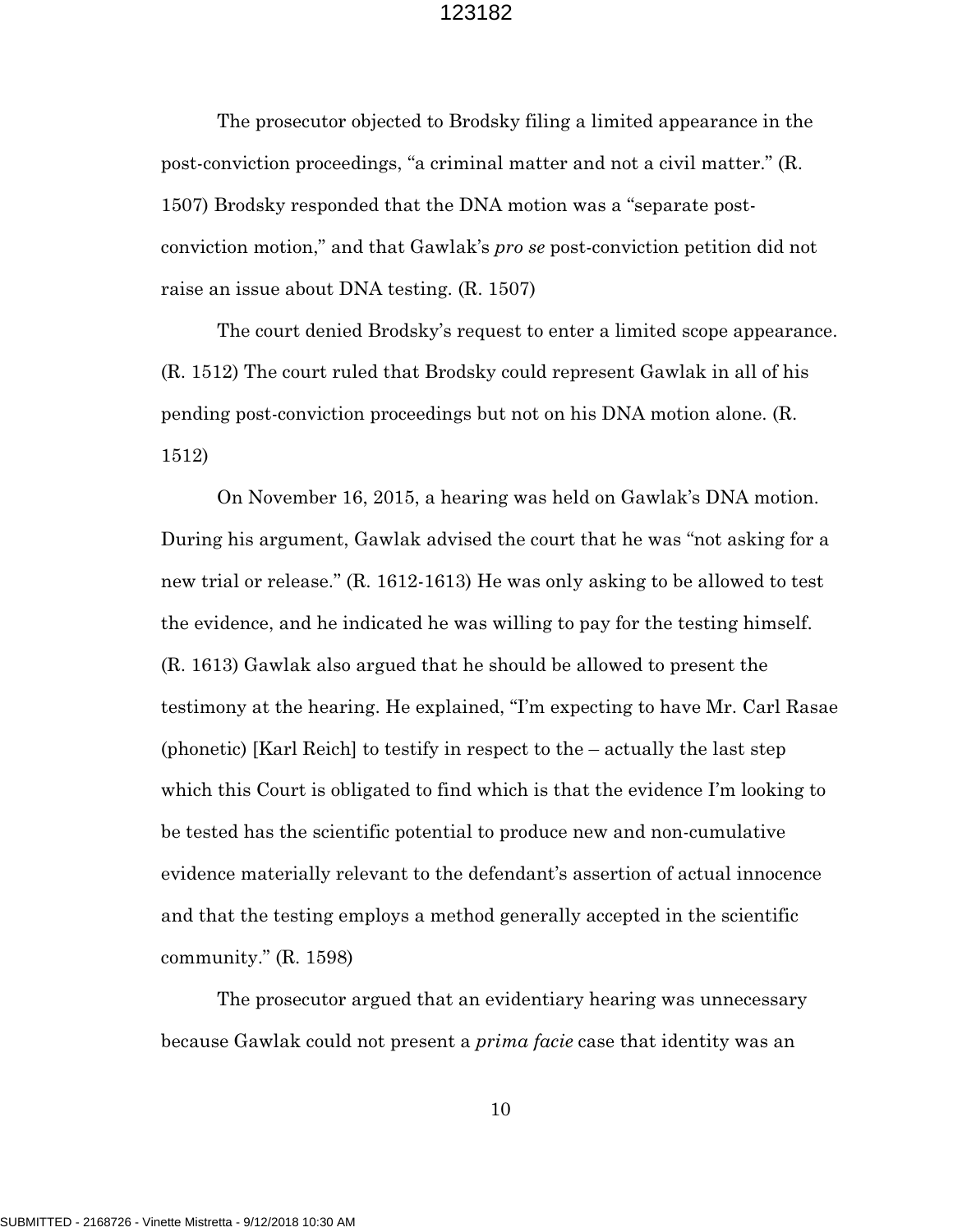The prosecutor objected to Brodsky filing a limited appearance in the post-conviction proceedings, "a criminal matter and not a civil matter." (R. 1507) Brodsky responded that the DNA motion was a "separate post-conviction motion," and that Gawlak's *pro se* post-conviction petition did not raise an issue about DNA testing. (R. 1507)

The court denied Brodsky's request to enter a limited scope appearance. (R. 1512) The court ruled that Brodsky could represent Gawlak in all of his pending post-conviction proceedings but not on his DNA motion alone. (R. 1512)

On November 16, 2015, a hearing was held on Gawlak's DNA motion. During his argument, Gawlak advised the court that he was "not asking for a new trial or release." (R. 1612-1613) He was only asking to be allowed to test the evidence, and he indicated he was willing to pay for the testing himself. (R. 1613) Gawlak also argued that he should be allowed to present the testimony at the hearing. He explained, "I'm expecting to have Mr. Carl Rasae (phonetic) [Karl Reich] to testify in respect to the – actually the last step which this Court is obligated to find which is that the evidence I'm looking to be tested has the scientific potential to produce new and non-cumulative evidence materially relevant to the defendant's assertion of actual innocence and that the testing employs a method generally accepted in the scientific community." (R. 1598)

The prosecutor argued that an evidentiary hearing was unnecessary because Gawlak could not present a *prima facie* case that identity was an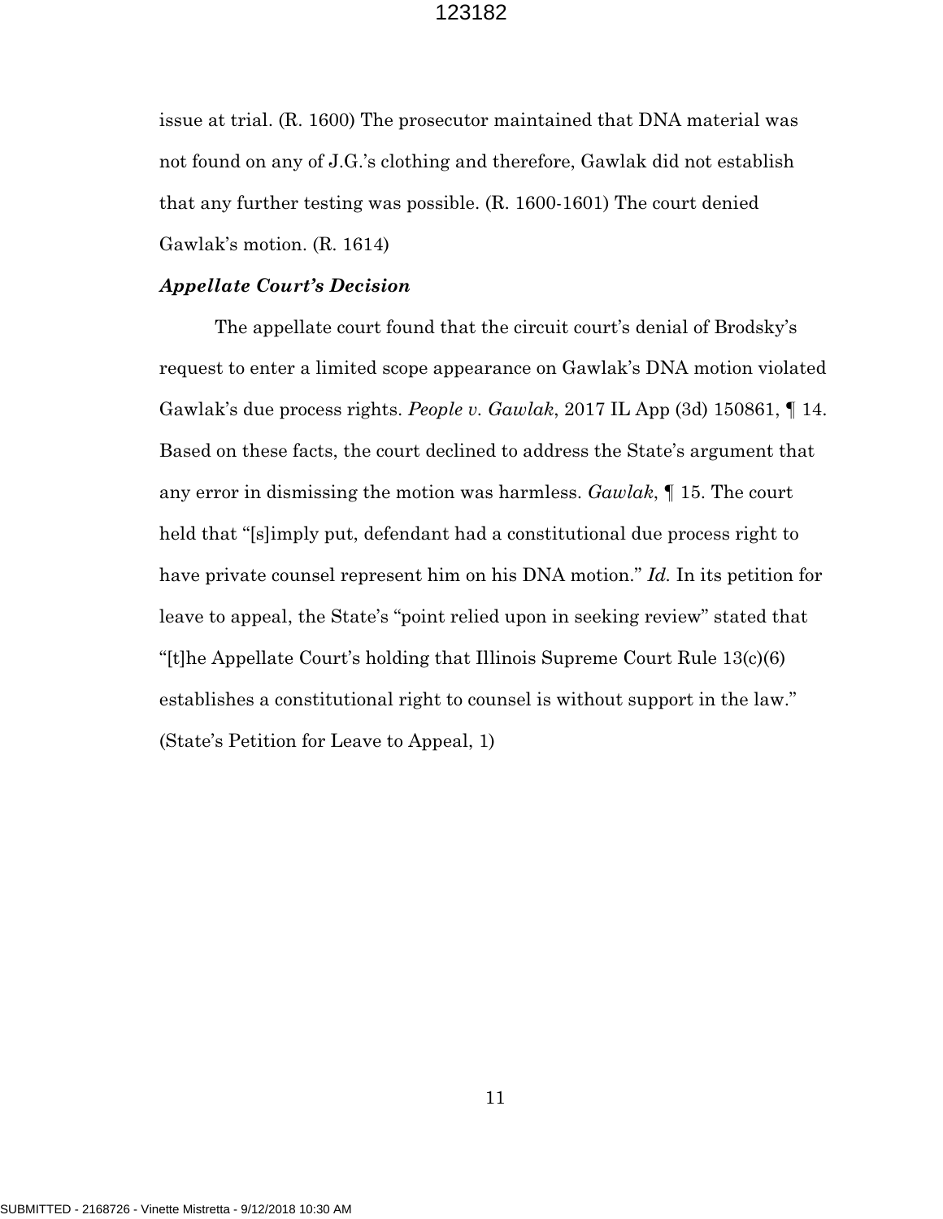issue at trial. (R. 1600) The prosecutor maintained that DNA material was not found on any of J.G.'s clothing and therefore, Gawlak did not establish that any further testing was possible. (R. 1600-1601) The court denied Gawlak's motion. (R. 1614)

***Appellate Court's Decision***

The appellate court found that the circuit court's denial of Brodsky's request to enter a limited scope appearance on Gawlak's DNA motion violated Gawlak's due process rights. *People v. Gawlak*, 2017 IL App (3d) 150861, ¶ 14. Based on these facts, the court declined to address the State's argument that any error in dismissing the motion was harmless. *Gawlak*, ¶ 15. The court held that "[s]imply put, defendant had a constitutional due process right to have private counsel represent him on his DNA motion." *Id.* In its petition for leave to appeal, the State's "point relied upon in seeking review" stated that "[t]he Appellate Court's holding that Illinois Supreme Court Rule 13(c)(6) establishes a constitutional right to counsel is without support in the law." (State's Petition for Leave to Appeal, 1)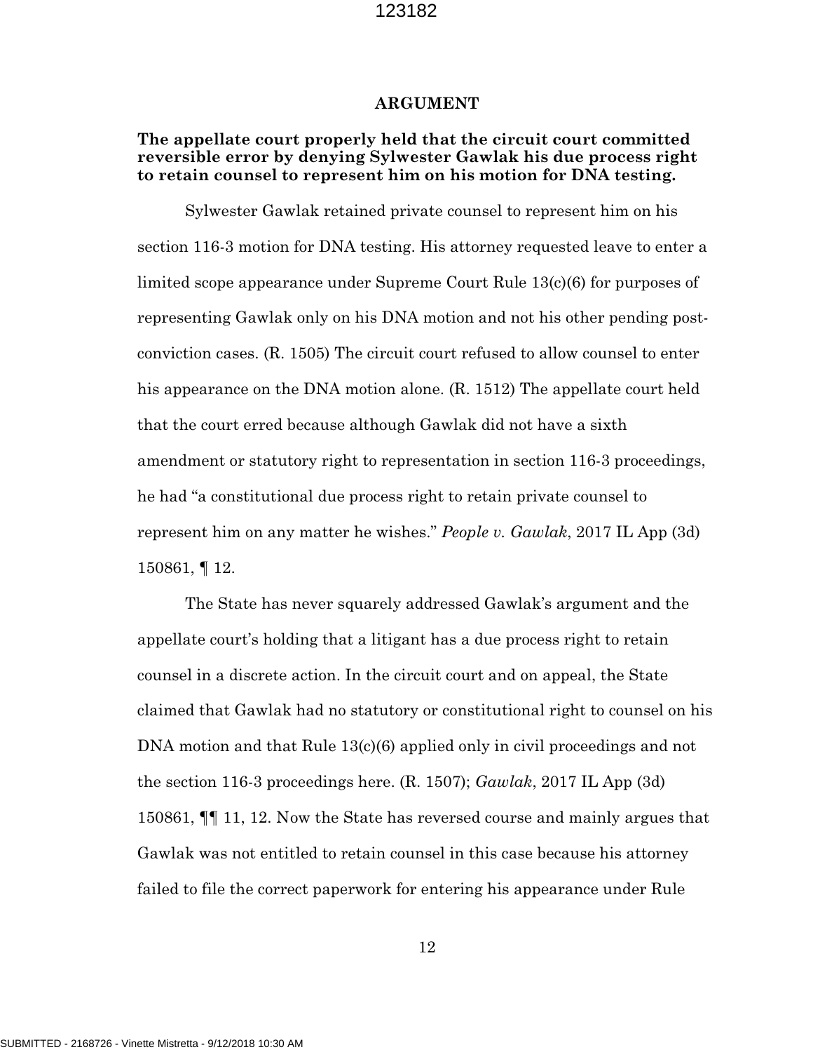## ARGUMENT

**The appellate court properly held that the circuit court committed reversible error by denying Sylwester Gawlak his due process right to retain counsel to represent him on his motion for DNA testing.**

Sylwester Gawlak retained private counsel to represent him on his section 116-3 motion for DNA testing. His attorney requested leave to enter a limited scope appearance under Supreme Court Rule 13(c)(6) for purposes of representing Gawlak only on his DNA motion and not his other pending post-conviction cases. (R. 1505) The circuit court refused to allow counsel to enter his appearance on the DNA motion alone. (R. 1512) The appellate court held that the court erred because although Gawlak did not have a sixth amendment or statutory right to representation in section 116-3 proceedings, he had "a constitutional due process right to retain private counsel to represent him on any matter he wishes." *People v. Gawlak*, 2017 IL App (3d) 150861, ¶ 12.

The State has never squarely addressed Gawlak's argument and the appellate court's holding that a litigant has a due process right to retain counsel in a discrete action. In the circuit court and on appeal, the State claimed that Gawlak had no statutory or constitutional right to counsel on his DNA motion and that Rule 13(c)(6) applied only in civil proceedings and not the section 116-3 proceedings here. (R. 1507); *Gawlak*, 2017 IL App (3d) 150861, ¶¶ 11, 12. Now the State has reversed course and mainly argues that Gawlak was not entitled to retain counsel in this case because his attorney failed to file the correct paperwork for entering his appearance under Rule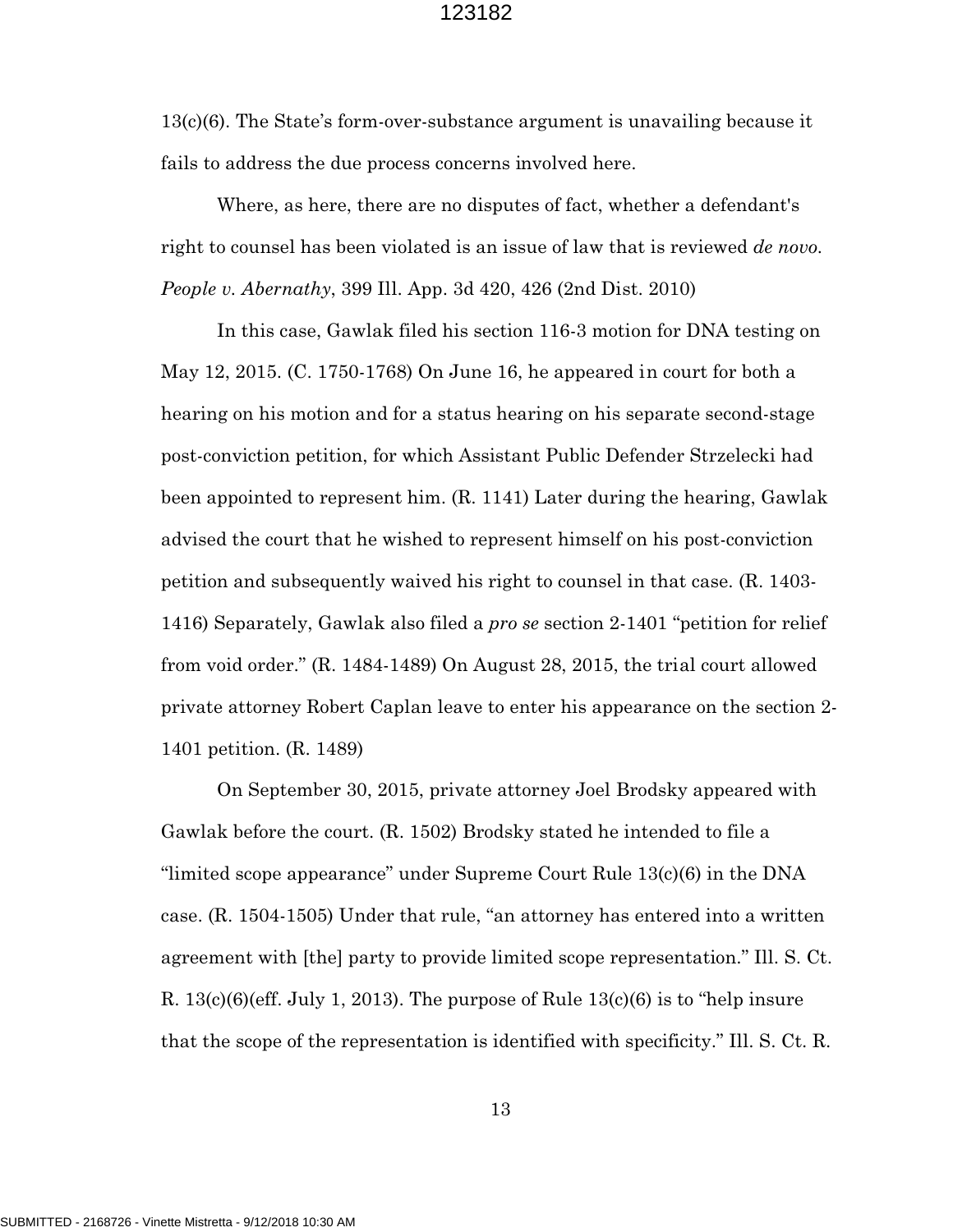13(c)(6). The State's form-over-substance argument is unavailing because it fails to address the due process concerns involved here.

Where, as here, there are no disputes of fact, whether a defendant's right to counsel has been violated is an issue of law that is reviewed *de novo*. *People v. Abernathy*, 399 Ill. App. 3d 420, 426 (2nd Dist. 2010)

In this case, Gawlak filed his section 116-3 motion for DNA testing on May 12, 2015. (C. 1750-1768) On June 16, he appeared in court for both a hearing on his motion and for a status hearing on his separate second-stage post-conviction petition, for which Assistant Public Defender Strzelecki had been appointed to represent him. (R. 1141) Later during the hearing, Gawlak advised the court that he wished to represent himself on his post-conviction petition and subsequently waived his right to counsel in that case. (R. 1403-1416) Separately, Gawlak also filed a *pro se* section 2-1401 "petition for relief from void order." (R. 1484-1489) On August 28, 2015, the trial court allowed private attorney Robert Caplan leave to enter his appearance on the section 2-1401 petition. (R. 1489)

On September 30, 2015, private attorney Joel Brodsky appeared with Gawlak before the court. (R. 1502) Brodsky stated he intended to file a "limited scope appearance" under Supreme Court Rule 13(c)(6) in the DNA case. (R. 1504-1505) Under that rule, "an attorney has entered into a written agreement with [the] party to provide limited scope representation." Ill. S. Ct. R. 13(c)(6)(eff. July 1, 2013). The purpose of Rule 13(c)(6) is to "help insure that the scope of the representation is identified with specificity." Ill. S. Ct. R.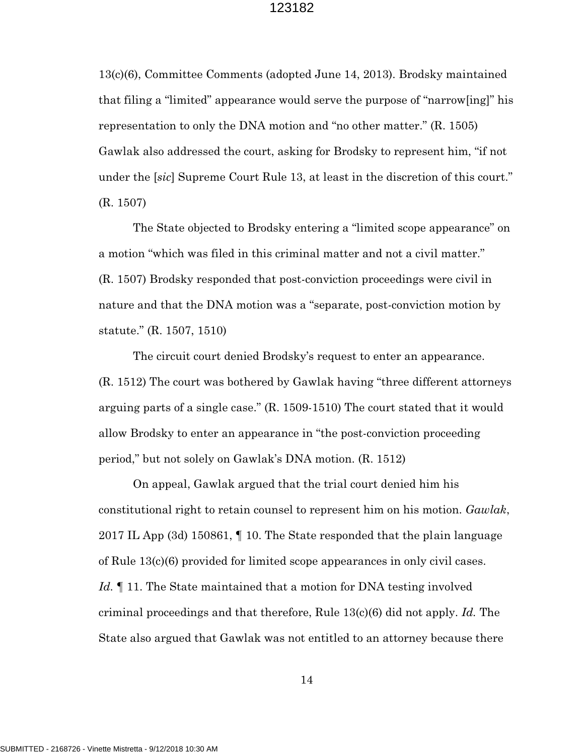13(c)(6), Committee Comments (adopted June 14, 2013). Brodsky maintained that filing a "limited" appearance would serve the purpose of "narrow[ing]" his representation to only the DNA motion and "no other matter." (R. 1505) Gawlak also addressed the court, asking for Brodsky to represent him, "if not under the [*sic*] Supreme Court Rule 13, at least in the discretion of this court." (R. 1507)

The State objected to Brodsky entering a "limited scope appearance" on a motion "which was filed in this criminal matter and not a civil matter." (R. 1507) Brodsky responded that post-conviction proceedings were civil in nature and that the DNA motion was a "separate, post-conviction motion by statute." (R. 1507, 1510)

The circuit court denied Brodsky's request to enter an appearance. (R. 1512) The court was bothered by Gawlak having "three different attorneys arguing parts of a single case." (R. 1509-1510) The court stated that it would allow Brodsky to enter an appearance in "the post-conviction proceeding period," but not solely on Gawlak's DNA motion. (R. 1512)

On appeal, Gawlak argued that the trial court denied him his constitutional right to retain counsel to represent him on his motion. *Gawlak*, 2017 IL App (3d) 150861, ¶ 10. The State responded that the plain language of Rule 13(c)(6) provided for limited scope appearances in only civil cases. *Id.* ¶ 11. The State maintained that a motion for DNA testing involved criminal proceedings and that therefore, Rule 13(c)(6) did not apply. *Id.* The State also argued that Gawlak was not entitled to an attorney because there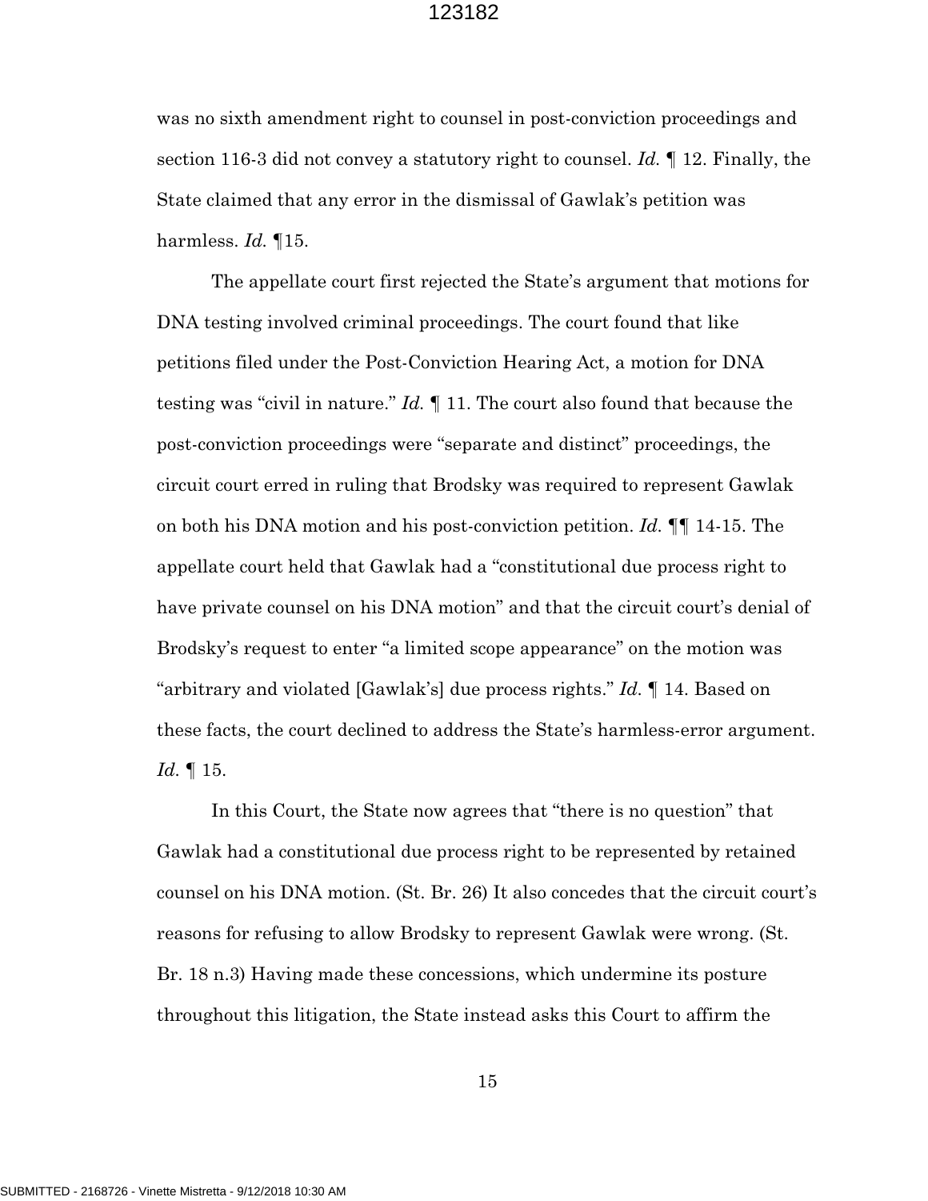was no sixth amendment right to counsel in post-conviction proceedings and section 116-3 did not convey a statutory right to counsel. *Id.* ¶ 12. Finally, the State claimed that any error in the dismissal of Gawlak's petition was harmless. *Id.* ¶15.

The appellate court first rejected the State's argument that motions for DNA testing involved criminal proceedings. The court found that like petitions filed under the Post-Conviction Hearing Act, a motion for DNA testing was "civil in nature." *Id.* ¶ 11. The court also found that because the post-conviction proceedings were "separate and distinct" proceedings, the circuit court erred in ruling that Brodsky was required to represent Gawlak on both his DNA motion and his post-conviction petition. *Id.* ¶¶ 14-15. The appellate court held that Gawlak had a "constitutional due process right to have private counsel on his DNA motion" and that the circuit court's denial of Brodsky's request to enter "a limited scope appearance" on the motion was "arbitrary and violated [Gawlak's] due process rights." *Id.* ¶ 14. Based on these facts, the court declined to address the State's harmless-error argument. *Id.* ¶ 15.

In this Court, the State now agrees that "there is no question" that Gawlak had a constitutional due process right to be represented by retained counsel on his DNA motion. (St. Br. 26) It also concedes that the circuit court's reasons for refusing to allow Brodsky to represent Gawlak were wrong. (St. Br. 18 n.3) Having made these concessions, which undermine its posture throughout this litigation, the State instead asks this Court to affirm the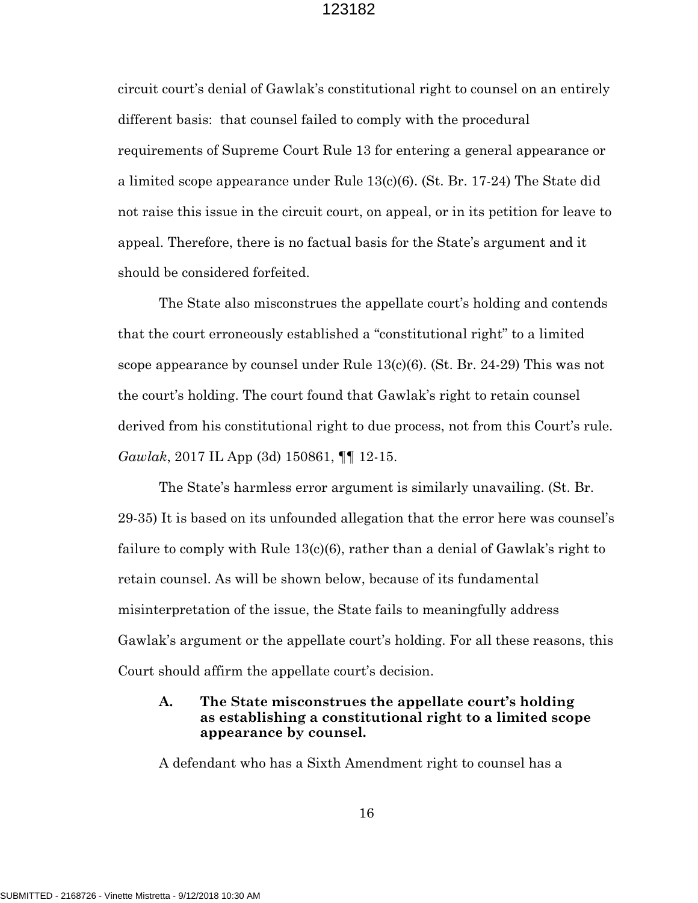circuit court's denial of Gawlak's constitutional right to counsel on an entirely different basis: that counsel failed to comply with the procedural requirements of Supreme Court Rule 13 for entering a general appearance or a limited scope appearance under Rule 13(c)(6). (St. Br. 17-24) The State did not raise this issue in the circuit court, on appeal, or in its petition for leave to appeal. Therefore, there is no factual basis for the State's argument and it should be considered forfeited.

The State also misconstrues the appellate court's holding and contends that the court erroneously established a "constitutional right" to a limited scope appearance by counsel under Rule 13(c)(6). (St. Br. 24-29) This was not the court's holding. The court found that Gawlak's right to retain counsel derived from his constitutional right to due process, not from this Court's rule. *Gawlak*, 2017 IL App (3d) 150861, ¶¶ 12-15.

The State's harmless error argument is similarly unavailing. (St. Br. 29-35) It is based on its unfounded allegation that the error here was counsel's failure to comply with Rule 13(c)(6), rather than a denial of Gawlak's right to retain counsel. As will be shown below, because of its fundamental misinterpretation of the issue, the State fails to meaningfully address Gawlak's argument or the appellate court's holding. For all these reasons, this Court should affirm the appellate court's decision.

### A. The State misconstrues the appellate court's holding as establishing a constitutional right to a limited scope appearance by counsel.

A defendant who has a Sixth Amendment right to counsel has a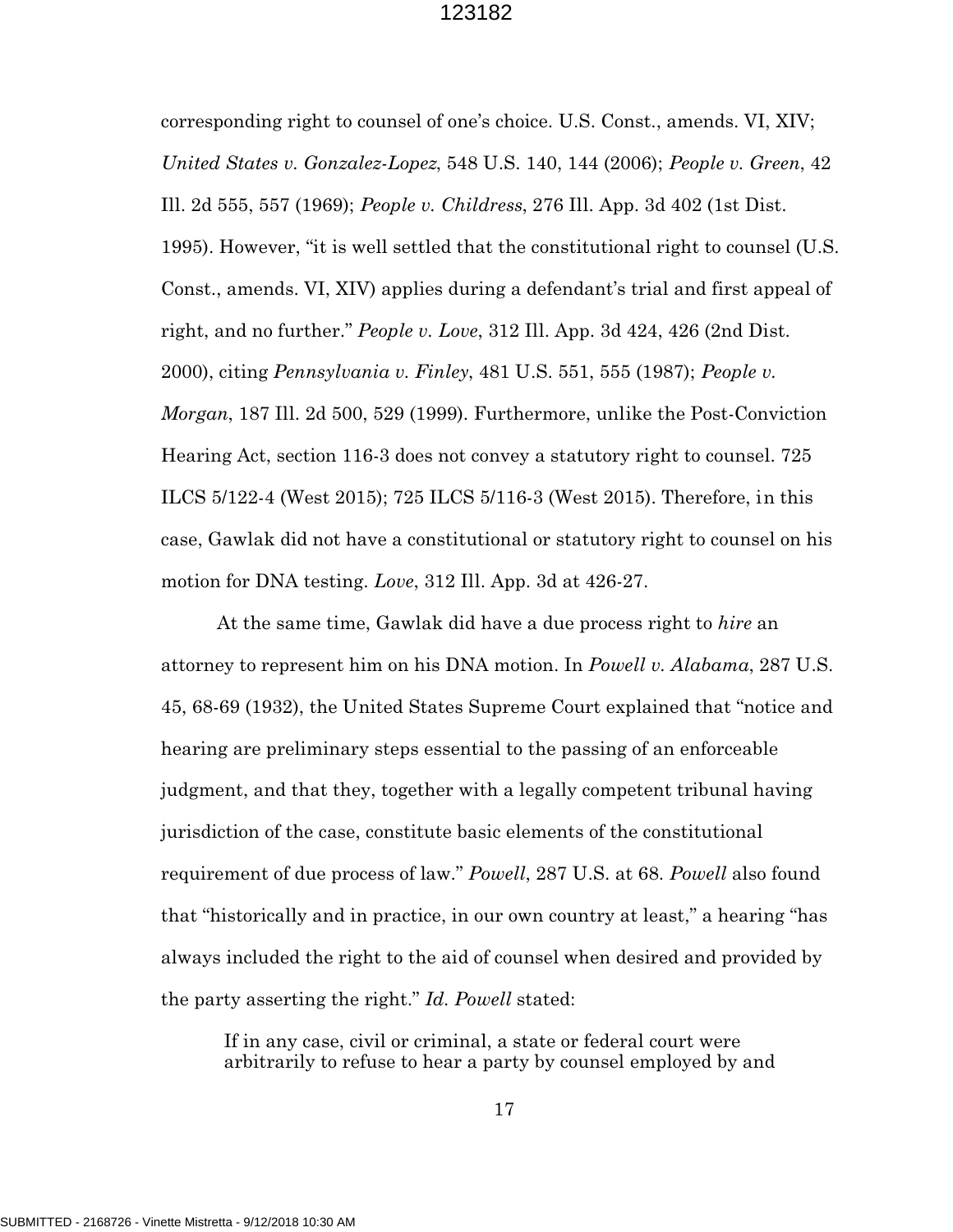corresponding right to counsel of one's choice. U.S. Const., amends. VI, XIV; *United States v. Gonzalez-Lopez*, 548 U.S. 140, 144 (2006); *People v. Green*, 42 Ill. 2d 555, 557 (1969); *People v. Childress*, 276 Ill. App. 3d 402 (1st Dist. 1995). However, "it is well settled that the constitutional right to counsel (U.S. Const., amends. VI, XIV) applies during a defendant's trial and first appeal of right, and no further." *People v. Love*, 312 Ill. App. 3d 424, 426 (2nd Dist. 2000), citing *Pennsylvania v. Finley*, 481 U.S. 551, 555 (1987); *People v. Morgan*, 187 Ill. 2d 500, 529 (1999). Furthermore, unlike the Post-Conviction Hearing Act, section 116-3 does not convey a statutory right to counsel. 725 ILCS 5/122-4 (West 2015); 725 ILCS 5/116-3 (West 2015). Therefore, in this case, Gawlak did not have a constitutional or statutory right to counsel on his motion for DNA testing. *Love*, 312 Ill. App. 3d at 426-27.

At the same time, Gawlak did have a due process right to *hire* an attorney to represent him on his DNA motion. In *Powell v. Alabama*, 287 U.S. 45, 68-69 (1932), the United States Supreme Court explained that "notice and hearing are preliminary steps essential to the passing of an enforceable judgment, and that they, together with a legally competent tribunal having jurisdiction of the case, constitute basic elements of the constitutional requirement of due process of law." *Powell*, 287 U.S. at 68. *Powell* also found that "historically and in practice, in our own country at least," a hearing "has always included the right to the aid of counsel when desired and provided by the party asserting the right." *Id. Powell* stated:

> If in any case, civil or criminal, a state or federal court were arbitrarily to refuse to hear a party by counsel employed by and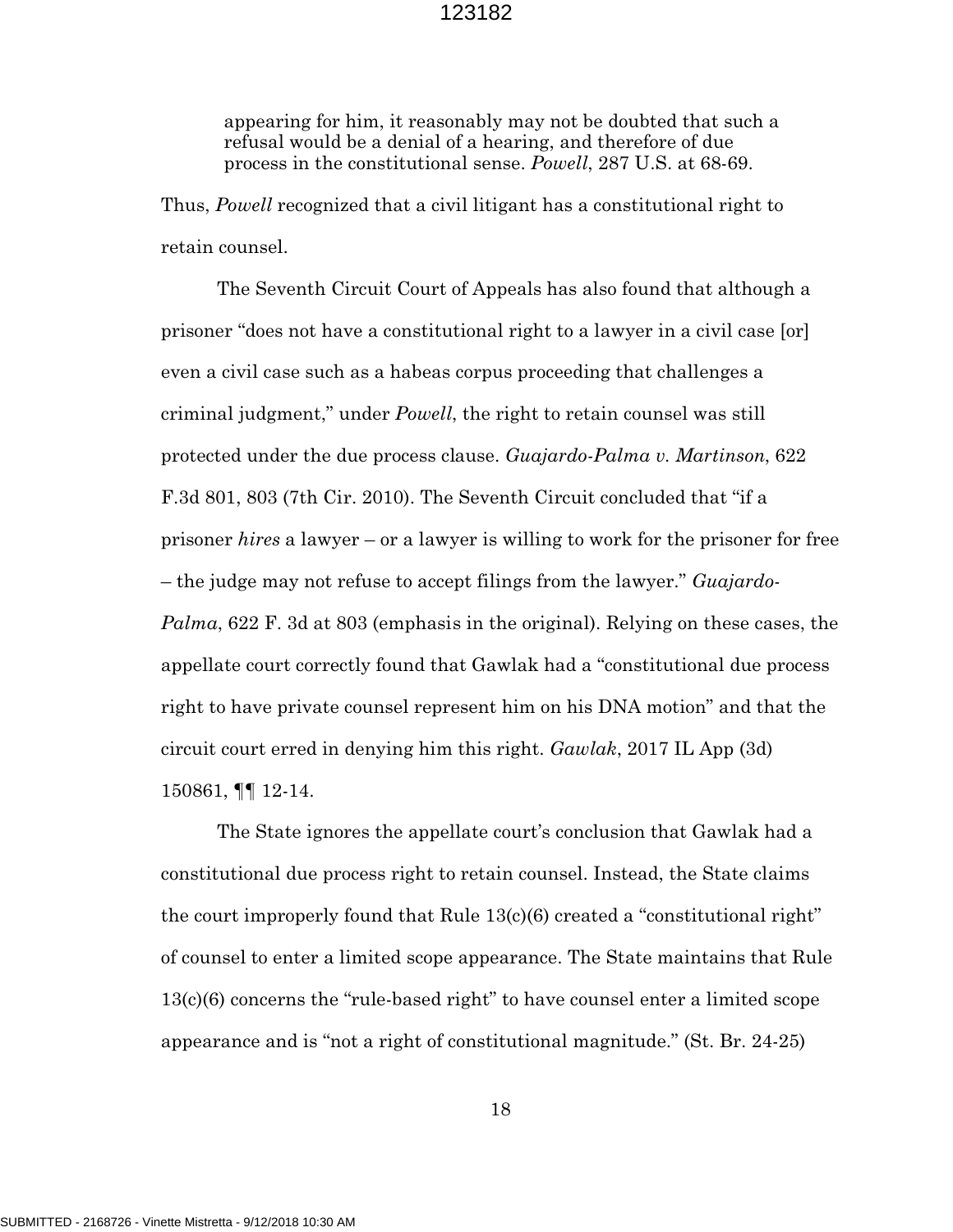> appearing for him, it reasonably may not be doubted that such a refusal would be a denial of a hearing, and therefore of due process in the constitutional sense. *Powell*, 287 U.S. at 68-69.

Thus, *Powell* recognized that a civil litigant has a constitutional right to retain counsel.

The Seventh Circuit Court of Appeals has also found that although a prisoner "does not have a constitutional right to a lawyer in a civil case [or] even a civil case such as a habeas corpus proceeding that challenges a criminal judgment," under *Powell*, the right to retain counsel was still protected under the due process clause. *Guajardo-Palma v. Martinson*, 622 F.3d 801, 803 (7th Cir. 2010). The Seventh Circuit concluded that "if a prisoner *hires* a lawyer – or a lawyer is willing to work for the prisoner for free – the judge may not refuse to accept filings from the lawyer." *Guajardo-Palma*, 622 F. 3d at 803 (emphasis in the original). Relying on these cases, the appellate court correctly found that Gawlak had a "constitutional due process right to have private counsel represent him on his DNA motion" and that the circuit court erred in denying him this right. *Gawlak*, 2017 IL App (3d) 150861, ¶¶ 12-14.

The State ignores the appellate court's conclusion that Gawlak had a constitutional due process right to retain counsel. Instead, the State claims the court improperly found that Rule 13(c)(6) created a "constitutional right" of counsel to enter a limited scope appearance. The State maintains that Rule 13(c)(6) concerns the "rule-based right" to have counsel enter a limited scope appearance and is "not a right of constitutional magnitude." (St. Br. 24-25)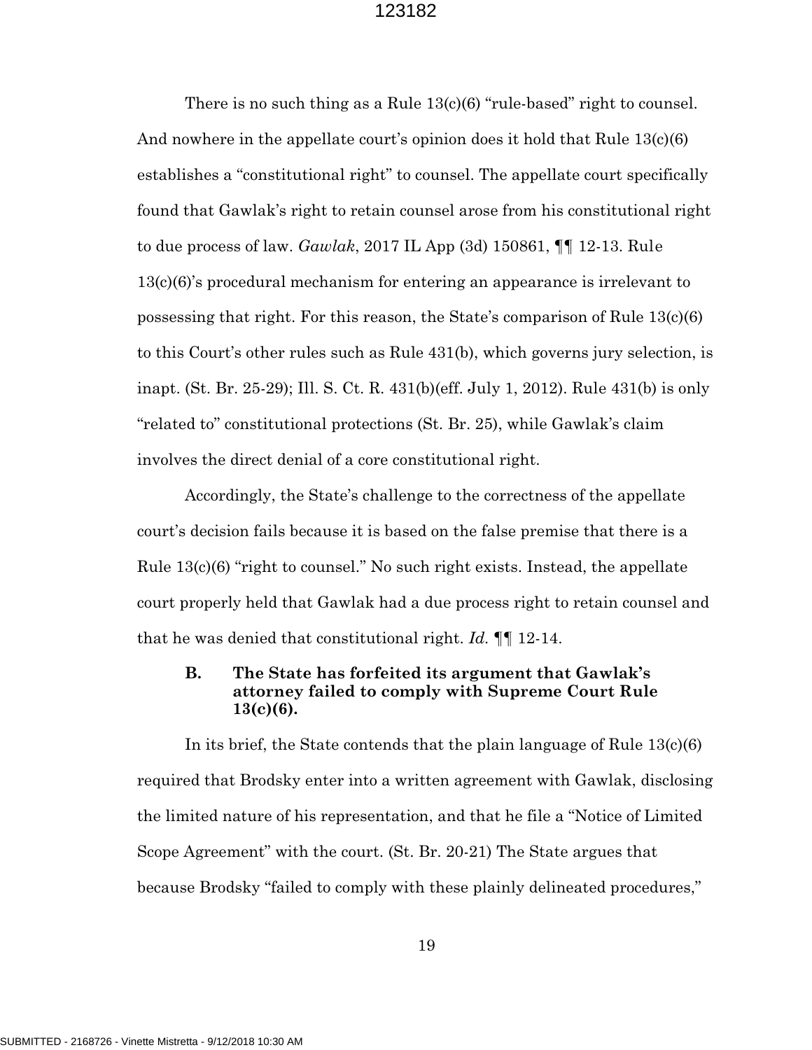There is no such thing as a Rule 13(c)(6) "rule-based" right to counsel. And nowhere in the appellate court's opinion does it hold that Rule 13(c)(6) establishes a "constitutional right" to counsel. The appellate court specifically found that Gawlak's right to retain counsel arose from his constitutional right to due process of law. *Gawlak*, 2017 IL App (3d) 150861, ¶¶ 12-13. Rule 13(c)(6)'s procedural mechanism for entering an appearance is irrelevant to possessing that right. For this reason, the State's comparison of Rule 13(c)(6) to this Court's other rules such as Rule 431(b), which governs jury selection, is inapt. (St. Br. 25-29); Ill. S. Ct. R. 431(b)(eff. July 1, 2012). Rule 431(b) is only "related to" constitutional protections (St. Br. 25), while Gawlak's claim involves the direct denial of a core constitutional right.

Accordingly, the State's challenge to the correctness of the appellate court's decision fails because it is based on the false premise that there is a Rule 13(c)(6) "right to counsel." No such right exists. Instead, the appellate court properly held that Gawlak had a due process right to retain counsel and that he was denied that constitutional right. *Id.* ¶¶ 12-14.

### B. The State has forfeited its argument that Gawlak's attorney failed to comply with Supreme Court Rule 13(c)(6).

In its brief, the State contends that the plain language of Rule 13(c)(6) required that Brodsky enter into a written agreement with Gawlak, disclosing the limited nature of his representation, and that he file a "Notice of Limited Scope Agreement" with the court. (St. Br. 20-21) The State argues that because Brodsky "failed to comply with these plainly delineated procedures,"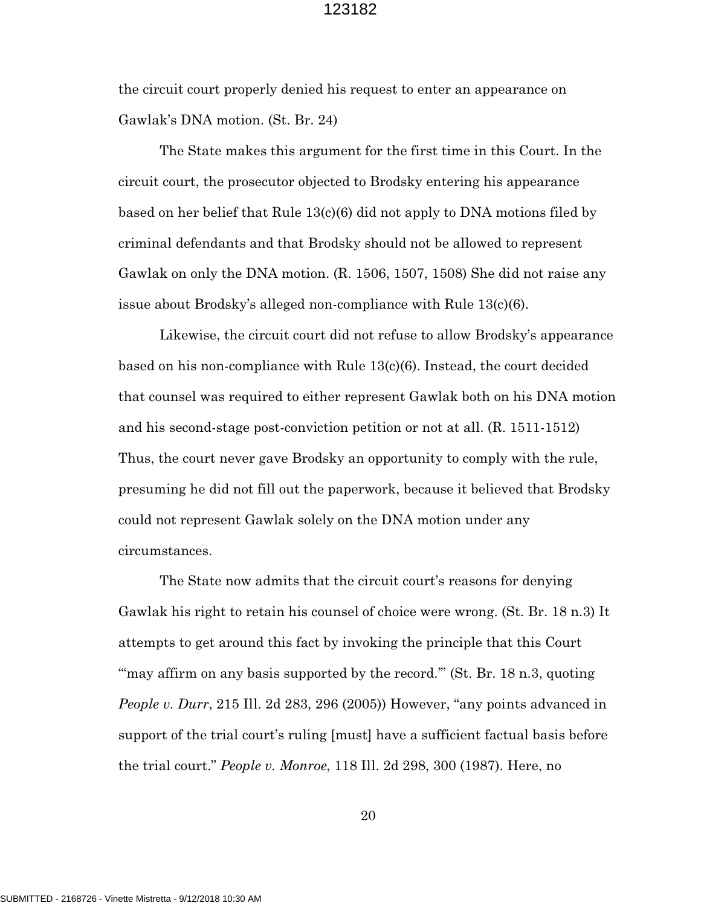the circuit court properly denied his request to enter an appearance on Gawlak's DNA motion. (St. Br. 24)

The State makes this argument for the first time in this Court. In the circuit court, the prosecutor objected to Brodsky entering his appearance based on her belief that Rule 13(c)(6) did not apply to DNA motions filed by criminal defendants and that Brodsky should not be allowed to represent Gawlak on only the DNA motion. (R. 1506, 1507, 1508) She did not raise any issue about Brodsky's alleged non-compliance with Rule 13(c)(6).

Likewise, the circuit court did not refuse to allow Brodsky's appearance based on his non-compliance with Rule 13(c)(6). Instead, the court decided that counsel was required to either represent Gawlak both on his DNA motion and his second-stage post-conviction petition or not at all. (R. 1511-1512) Thus, the court never gave Brodsky an opportunity to comply with the rule, presuming he did not fill out the paperwork, because it believed that Brodsky could not represent Gawlak solely on the DNA motion under any circumstances.

The State now admits that the circuit court's reasons for denying Gawlak his right to retain his counsel of choice were wrong. (St. Br. 18 n.3) It attempts to get around this fact by invoking the principle that this Court "'may affirm on any basis supported by the record.'" (St. Br. 18 n.3, quoting *People v. Durr*, 215 Ill. 2d 283, 296 (2005)) However, "any points advanced in support of the trial court's ruling [must] have a sufficient factual basis before the trial court." *People v. Monroe*, 118 Ill. 2d 298, 300 (1987). Here, no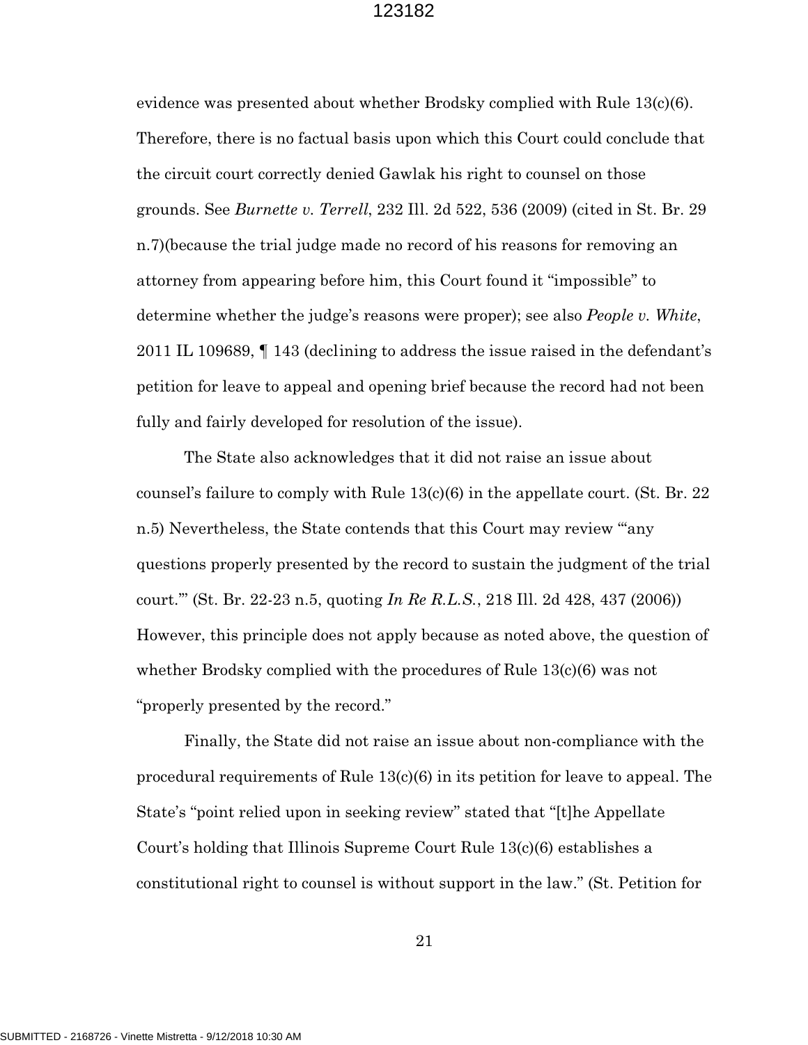evidence was presented about whether Brodsky complied with Rule 13(c)(6). Therefore, there is no factual basis upon which this Court could conclude that the circuit court correctly denied Gawlak his right to counsel on those grounds. See *Burnette v. Terrell*, 232 Ill. 2d 522, 536 (2009) (cited in St. Br. 29 n.7)(because the trial judge made no record of his reasons for removing an attorney from appearing before him, this Court found it "impossible" to determine whether the judge's reasons were proper); see also *People v. White*, 2011 IL 109689, ¶ 143 (declining to address the issue raised in the defendant's petition for leave to appeal and opening brief because the record had not been fully and fairly developed for resolution of the issue).

The State also acknowledges that it did not raise an issue about counsel's failure to comply with Rule 13(c)(6) in the appellate court. (St. Br. 22 n.5) Nevertheless, the State contends that this Court may review "'any questions properly presented by the record to sustain the judgment of the trial court.'" (St. Br. 22-23 n.5, quoting *In Re R.L.S.*, 218 Ill. 2d 428, 437 (2006)) However, this principle does not apply because as noted above, the question of whether Brodsky complied with the procedures of Rule 13(c)(6) was not "properly presented by the record."

Finally, the State did not raise an issue about non-compliance with the procedural requirements of Rule 13(c)(6) in its petition for leave to appeal. The State's "point relied upon in seeking review" stated that "[t]he Appellate Court's holding that Illinois Supreme Court Rule 13(c)(6) establishes a constitutional right to counsel is without support in the law." (St. Petition for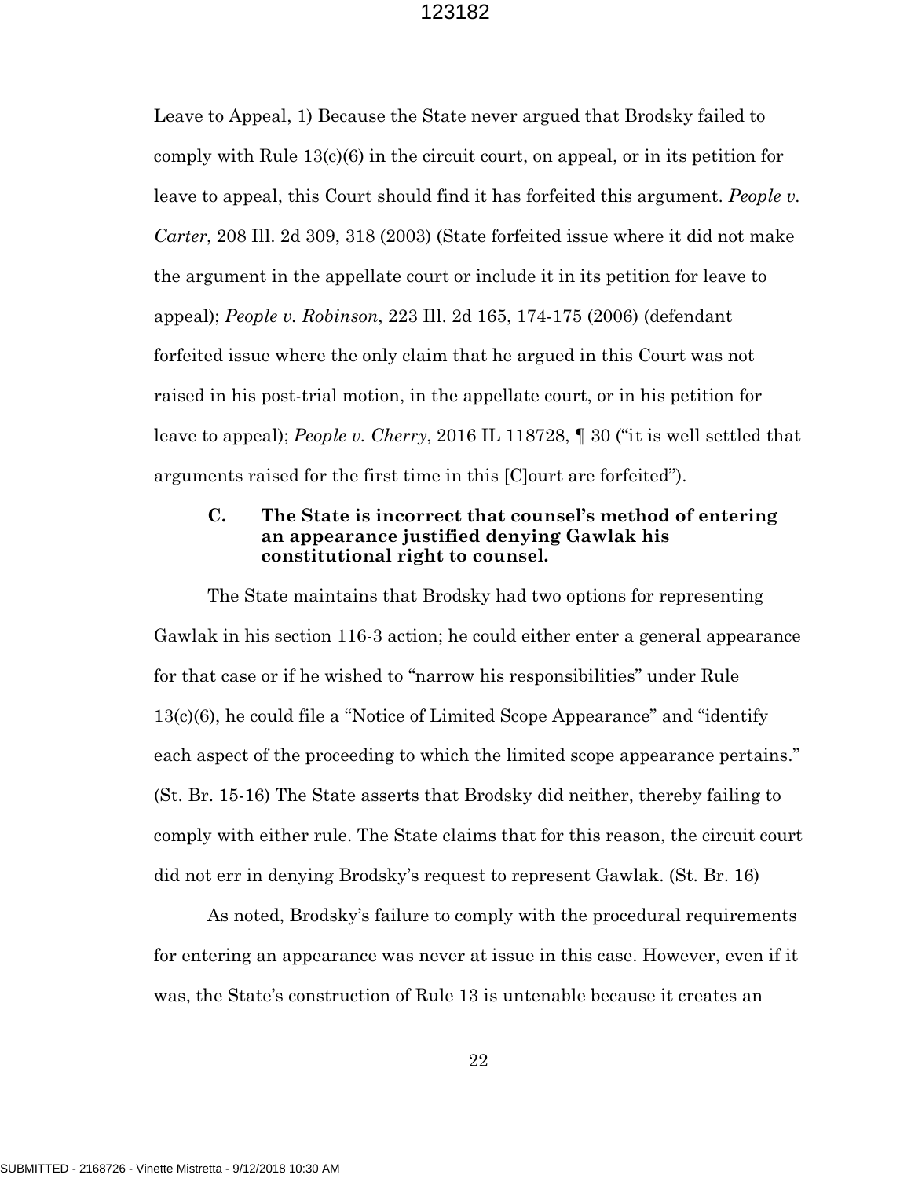Leave to Appeal, 1) Because the State never argued that Brodsky failed to comply with Rule 13(c)(6) in the circuit court, on appeal, or in its petition for leave to appeal, this Court should find it has forfeited this argument. *People v. Carter*, 208 Ill. 2d 309, 318 (2003) (State forfeited issue where it did not make the argument in the appellate court or include it in its petition for leave to appeal); *People v. Robinson*, 223 Ill. 2d 165, 174-175 (2006) (defendant forfeited issue where the only claim that he argued in this Court was not raised in his post-trial motion, in the appellate court, or in his petition for leave to appeal); *People v. Cherry*, 2016 IL 118728, ¶ 30 ("it is well settled that arguments raised for the first time in this [C]ourt are forfeited").

### C. The State is incorrect that counsel's method of entering an appearance justified denying Gawlak his constitutional right to counsel.

The State maintains that Brodsky had two options for representing Gawlak in his section 116-3 action; he could either enter a general appearance for that case or if he wished to "narrow his responsibilities" under Rule 13(c)(6), he could file a "Notice of Limited Scope Appearance" and "identify each aspect of the proceeding to which the limited scope appearance pertains." (St. Br. 15-16) The State asserts that Brodsky did neither, thereby failing to comply with either rule. The State claims that for this reason, the circuit court did not err in denying Brodsky's request to represent Gawlak. (St. Br. 16)

As noted, Brodsky's failure to comply with the procedural requirements for entering an appearance was never at issue in this case. However, even if it was, the State's construction of Rule 13 is untenable because it creates an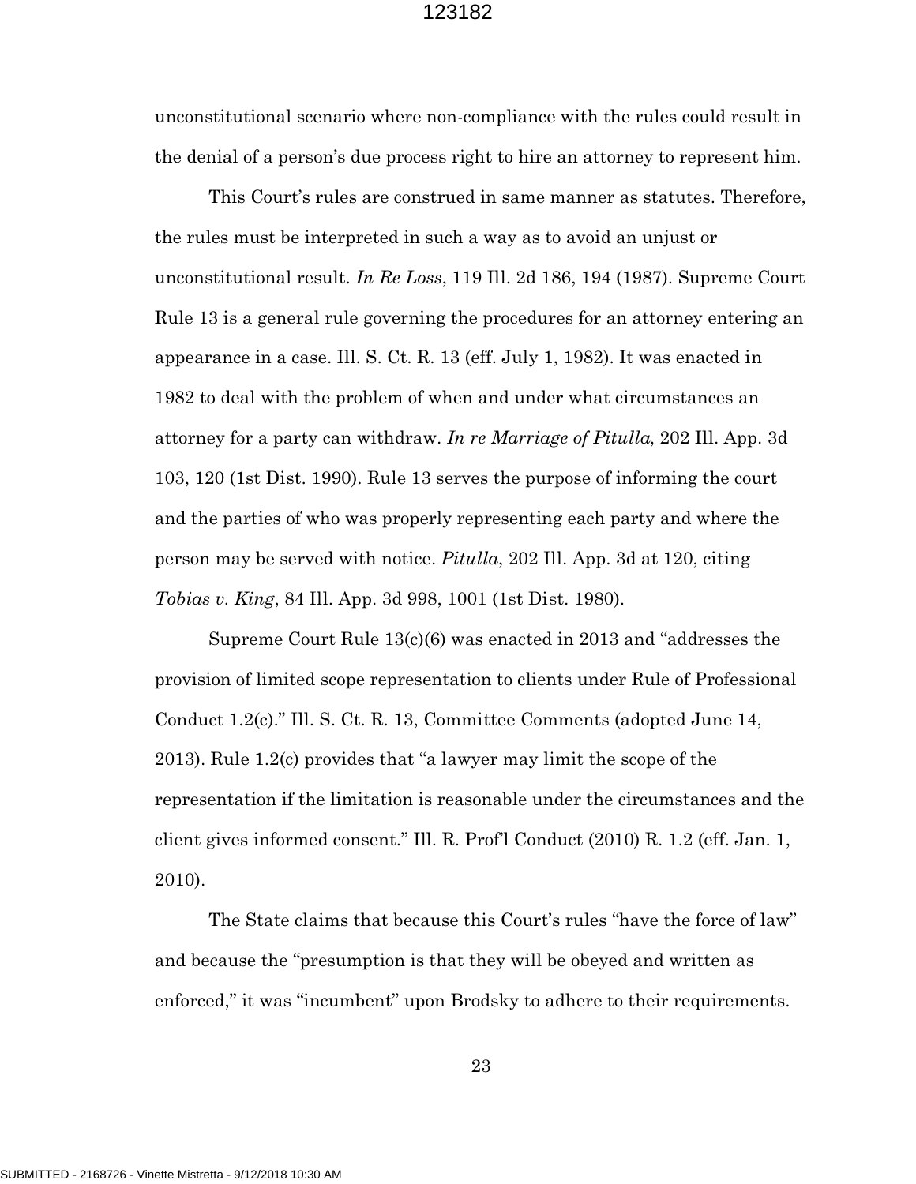unconstitutional scenario where non-compliance with the rules could result in the denial of a person's due process right to hire an attorney to represent him.

This Court's rules are construed in same manner as statutes. Therefore, the rules must be interpreted in such a way as to avoid an unjust or unconstitutional result. *In Re Loss*, 119 Ill. 2d 186, 194 (1987). Supreme Court Rule 13 is a general rule governing the procedures for an attorney entering an appearance in a case. Ill. S. Ct. R. 13 (eff. July 1, 1982). It was enacted in 1982 to deal with the problem of when and under what circumstances an attorney for a party can withdraw. *In re Marriage of Pitulla*, 202 Ill. App. 3d 103, 120 (1st Dist. 1990). Rule 13 serves the purpose of informing the court and the parties of who was properly representing each party and where the person may be served with notice. *Pitulla*, 202 Ill. App. 3d at 120, citing *Tobias v. King*, 84 Ill. App. 3d 998, 1001 (1st Dist. 1980).

Supreme Court Rule 13(c)(6) was enacted in 2013 and "addresses the provision of limited scope representation to clients under Rule of Professional Conduct 1.2(c)." Ill. S. Ct. R. 13, Committee Comments (adopted June 14, 2013). Rule 1.2(c) provides that "a lawyer may limit the scope of the representation if the limitation is reasonable under the circumstances and the client gives informed consent." Ill. R. Prof'l Conduct (2010) R. 1.2 (eff. Jan. 1, 2010).

The State claims that because this Court's rules "have the force of law" and because the "presumption is that they will be obeyed and written as enforced," it was "incumbent" upon Brodsky to adhere to their requirements.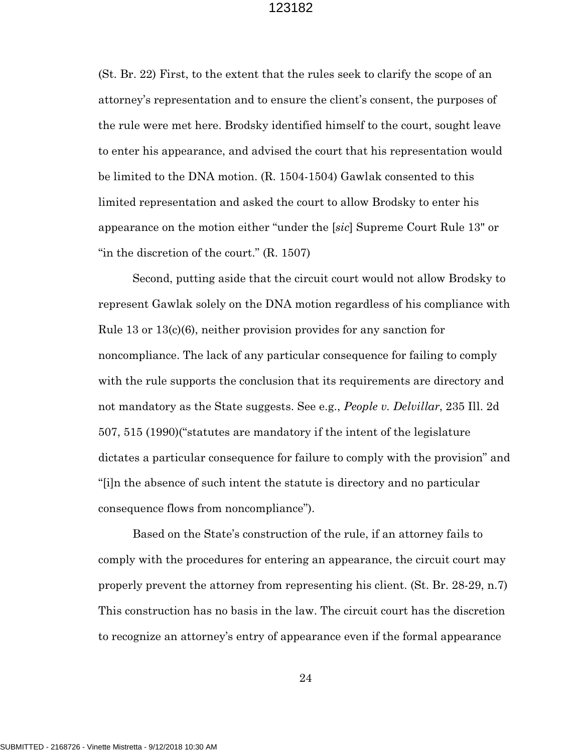(St. Br. 22) First, to the extent that the rules seek to clarify the scope of an attorney's representation and to ensure the client's consent, the purposes of the rule were met here. Brodsky identified himself to the court, sought leave to enter his appearance, and advised the court that his representation would be limited to the DNA motion. (R. 1504-1504) Gawlak consented to this limited representation and asked the court to allow Brodsky to enter his appearance on the motion either "under the [*sic*] Supreme Court Rule 13" or "in the discretion of the court." (R. 1507)

Second, putting aside that the circuit court would not allow Brodsky to represent Gawlak solely on the DNA motion regardless of his compliance with Rule 13 or 13(c)(6), neither provision provides for any sanction for noncompliance. The lack of any particular consequence for failing to comply with the rule supports the conclusion that its requirements are directory and not mandatory as the State suggests. See e.g., *People v. Delvillar*, 235 Ill. 2d 507, 515 (1990)("statutes are mandatory if the intent of the legislature dictates a particular consequence for failure to comply with the provision" and "[i]n the absence of such intent the statute is directory and no particular consequence flows from noncompliance").

Based on the State's construction of the rule, if an attorney fails to comply with the procedures for entering an appearance, the circuit court may properly prevent the attorney from representing his client. (St. Br. 28-29, n.7) This construction has no basis in the law. The circuit court has the discretion to recognize an attorney's entry of appearance even if the formal appearance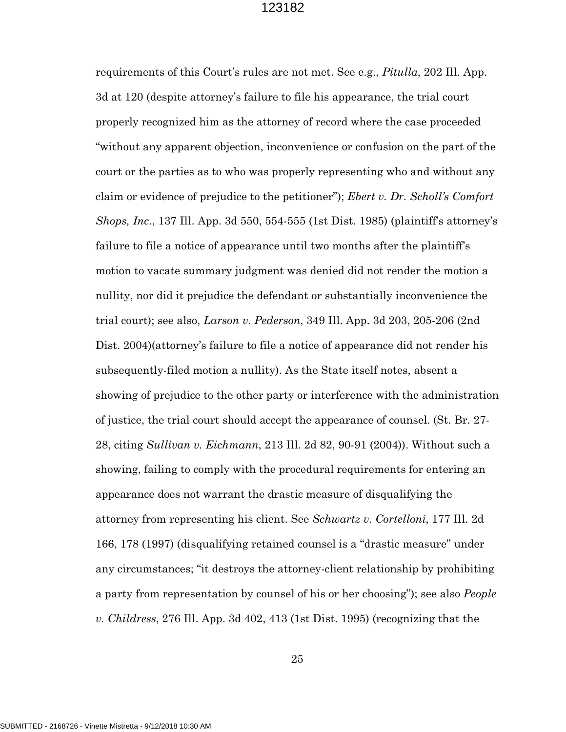requirements of this Court's rules are not met. See e.g., *Pitulla*, 202 Ill. App. 3d at 120 (despite attorney's failure to file his appearance, the trial court properly recognized him as the attorney of record where the case proceeded "without any apparent objection, inconvenience or confusion on the part of the court or the parties as to who was properly representing who and without any claim or evidence of prejudice to the petitioner"); *Ebert v. Dr. Scholl's Comfort Shops, Inc*., 137 Ill. App. 3d 550, 554-555 (1st Dist. 1985) (plaintiff's attorney's failure to file a notice of appearance until two months after the plaintiff's motion to vacate summary judgment was denied did not render the motion a nullity, nor did it prejudice the defendant or substantially inconvenience the trial court); see also, *Larson v. Pederson*, 349 Ill. App. 3d 203, 205-206 (2nd Dist. 2004)(attorney's failure to file a notice of appearance did not render his subsequently-filed motion a nullity). As the State itself notes, absent a showing of prejudice to the other party or interference with the administration of justice, the trial court should accept the appearance of counsel. (St. Br. 27-28, citing *Sullivan v. Eichmann*, 213 Ill. 2d 82, 90-91 (2004)). Without such a showing, failing to comply with the procedural requirements for entering an appearance does not warrant the drastic measure of disqualifying the attorney from representing his client. See *Schwartz v. Cortelloni*, 177 Ill. 2d 166, 178 (1997) (disqualifying retained counsel is a "drastic measure" under any circumstances; "it destroys the attorney-client relationship by prohibiting a party from representation by counsel of his or her choosing"); see also *People v. Childress*, 276 Ill. App. 3d 402, 413 (1st Dist. 1995) (recognizing that the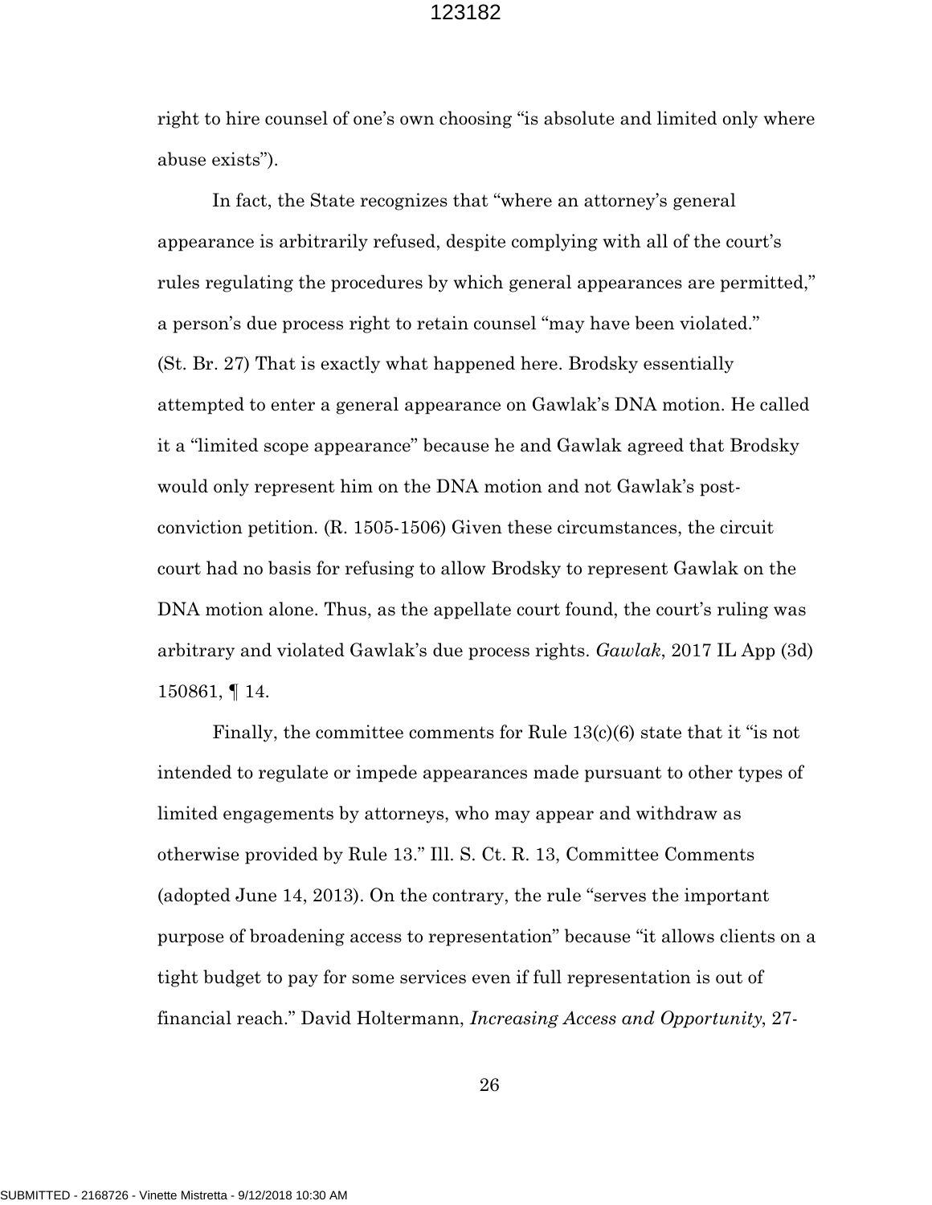right to hire counsel of one's own choosing "is absolute and limited only where abuse exists").

In fact, the State recognizes that "where an attorney's general appearance is arbitrarily refused, despite complying with all of the court's rules regulating the procedures by which general appearances are permitted," a person's due process right to retain counsel "may have been violated." (St. Br. 27) That is exactly what happened here. Brodsky essentially attempted to enter a general appearance on Gawlak's DNA motion. He called it a "limited scope appearance" because he and Gawlak agreed that Brodsky would only represent him on the DNA motion and not Gawlak's post-conviction petition. (R. 1505-1506) Given these circumstances, the circuit court had no basis for refusing to allow Brodsky to represent Gawlak on the DNA motion alone. Thus, as the appellate court found, the court's ruling was arbitrary and violated Gawlak's due process rights. *Gawlak*, 2017 IL App (3d) 150861, ¶ 14.

Finally, the committee comments for Rule 13(c)(6) state that it "is not intended to regulate or impede appearances made pursuant to other types of limited engagements by attorneys, who may appear and withdraw as otherwise provided by Rule 13." Ill. S. Ct. R. 13, Committee Comments (adopted June 14, 2013). On the contrary, the rule "serves the important purpose of broadening access to representation" because "it allows clients on a tight budget to pay for some services even if full representation is out of financial reach." David Holtermann, *Increasing Access and Opportunity*, 27-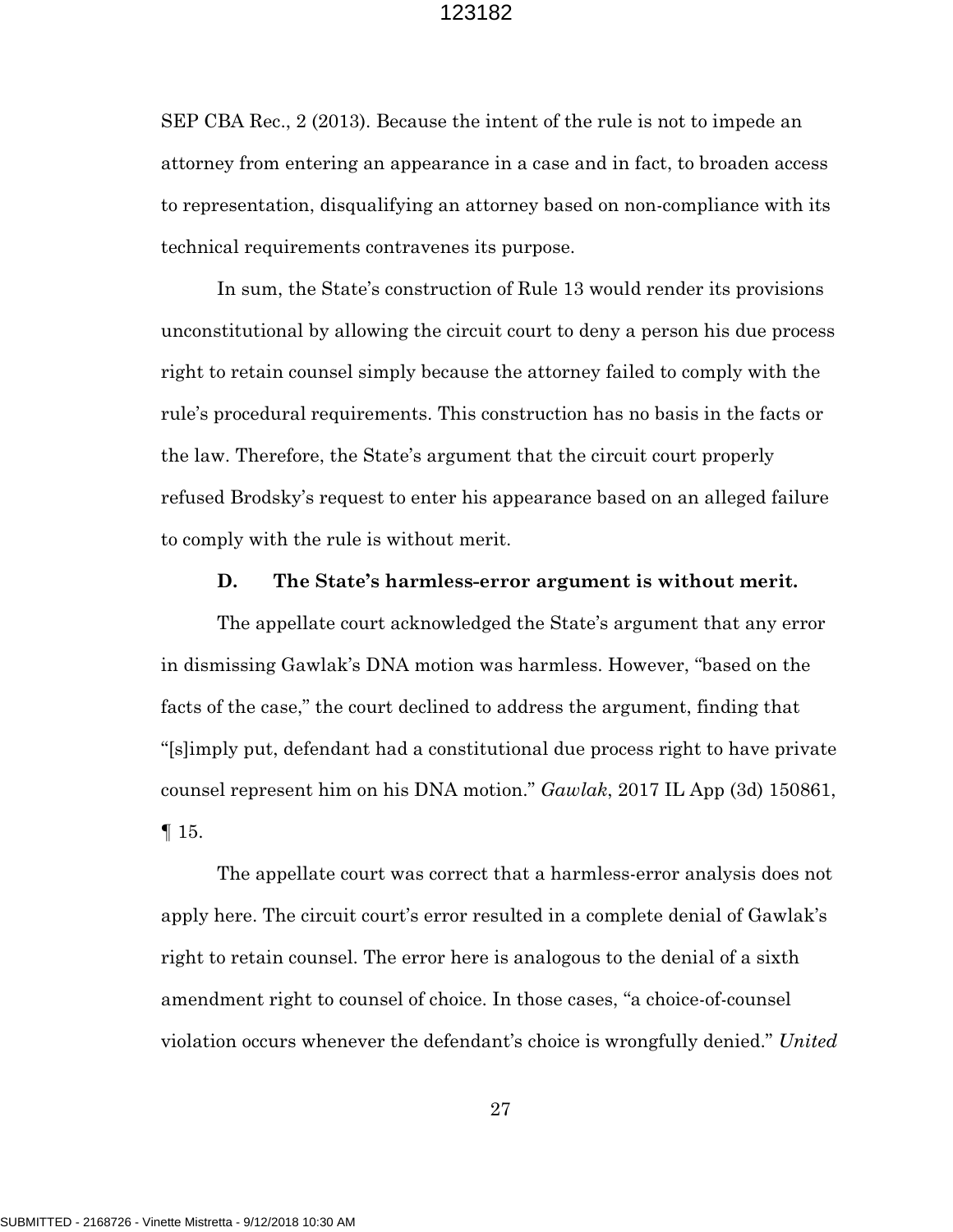SEP CBA Rec., 2 (2013). Because the intent of the rule is not to impede an attorney from entering an appearance in a case and in fact, to broaden access to representation, disqualifying an attorney based on non-compliance with its technical requirements contravenes its purpose.

In sum, the State's construction of Rule 13 would render its provisions unconstitutional by allowing the circuit court to deny a person his due process right to retain counsel simply because the attorney failed to comply with the rule's procedural requirements. This construction has no basis in the facts or the law. Therefore, the State's argument that the circuit court properly refused Brodsky's request to enter his appearance based on an alleged failure to comply with the rule is without merit.

**D. The State's harmless-error argument is without merit.**

The appellate court acknowledged the State's argument that any error in dismissing Gawlak's DNA motion was harmless. However, "based on the facts of the case," the court declined to address the argument, finding that "[s]imply put, defendant had a constitutional due process right to have private counsel represent him on his DNA motion." *Gawlak*, 2017 IL App (3d) 150861, ¶ 15.

The appellate court was correct that a harmless-error analysis does not apply here. The circuit court's error resulted in a complete denial of Gawlak's right to retain counsel. The error here is analogous to the denial of a sixth amendment right to counsel of choice. In those cases, "a choice-of-counsel violation occurs whenever the defendant's choice is wrongfully denied." *United*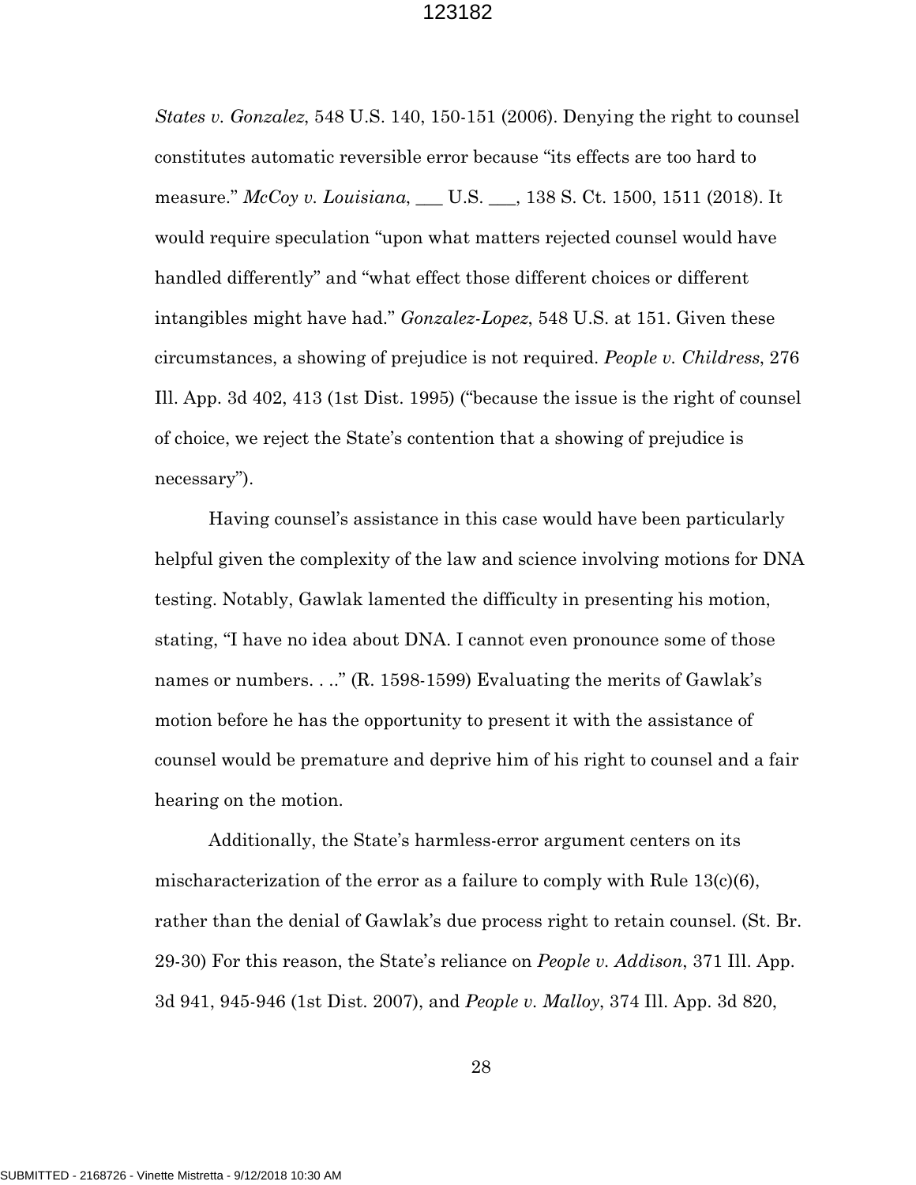*States v. Gonzalez*, 548 U.S. 140, 150-151 (2006). Denying the right to counsel constitutes automatic reversible error because "its effects are too hard to measure." *McCoy v. Louisiana*, ___ U.S. ___, 138 S. Ct. 1500, 1511 (2018). It would require speculation "upon what matters rejected counsel would have handled differently" and "what effect those different choices or different intangibles might have had." *Gonzalez-Lopez*, 548 U.S. at 151. Given these circumstances, a showing of prejudice is not required. *People v. Childress*, 276 Ill. App. 3d 402, 413 (1st Dist. 1995) ("because the issue is the right of counsel of choice, we reject the State's contention that a showing of prejudice is necessary").

Having counsel's assistance in this case would have been particularly helpful given the complexity of the law and science involving motions for DNA testing. Notably, Gawlak lamented the difficulty in presenting his motion, stating, "I have no idea about DNA. I cannot even pronounce some of those names or numbers. . .." (R. 1598-1599) Evaluating the merits of Gawlak's motion before he has the opportunity to present it with the assistance of counsel would be premature and deprive him of his right to counsel and a fair hearing on the motion.

Additionally, the State's harmless-error argument centers on its mischaracterization of the error as a failure to comply with Rule 13(c)(6), rather than the denial of Gawlak's due process right to retain counsel. (St. Br. 29-30) For this reason, the State's reliance on *People v. Addison*, 371 Ill. App. 3d 941, 945-946 (1st Dist. 2007), and *People v. Malloy*, 374 Ill. App. 3d 820,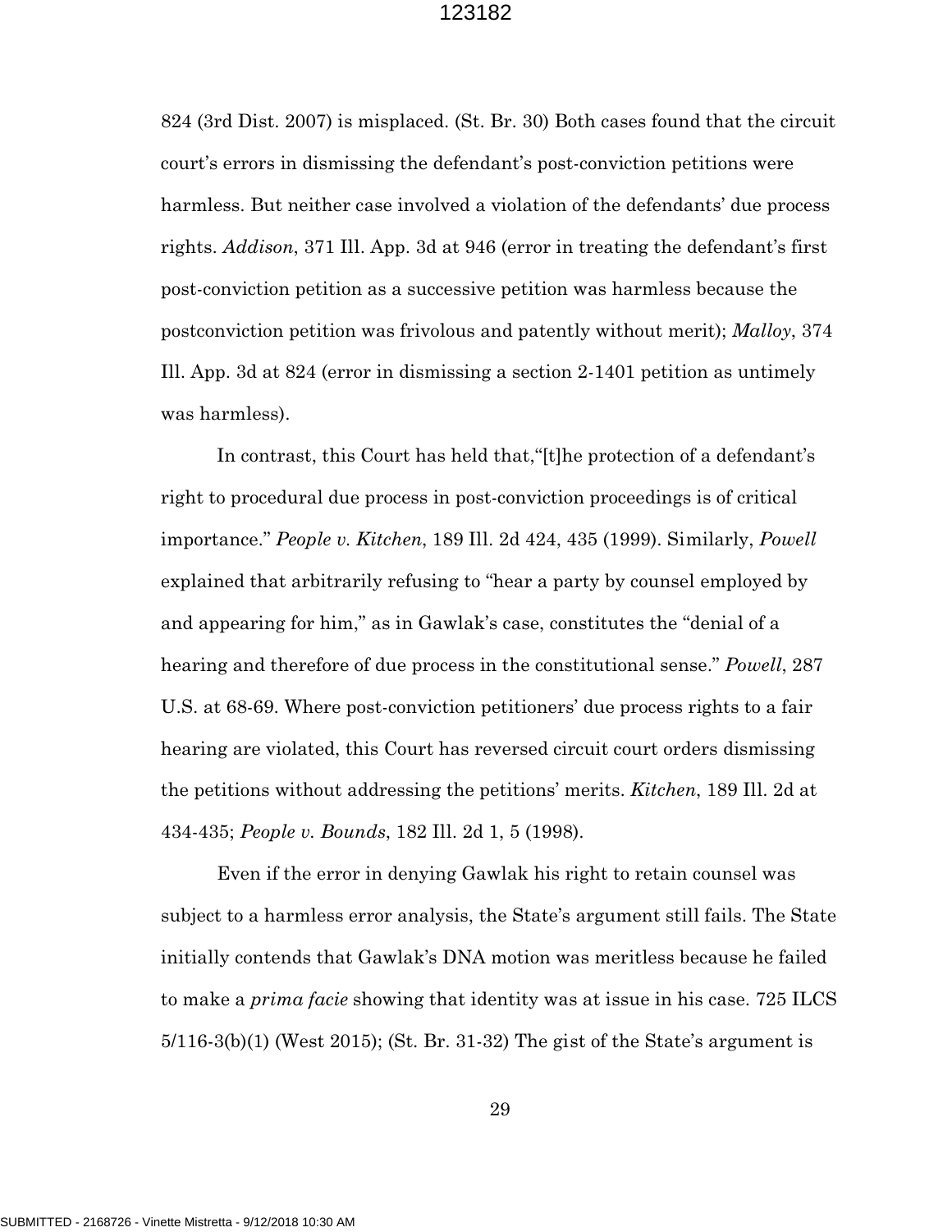824 (3rd Dist. 2007) is misplaced. (St. Br. 30) Both cases found that the circuit court's errors in dismissing the defendant's post-conviction petitions were harmless. But neither case involved a violation of the defendants' due process rights. *Addison*, 371 Ill. App. 3d at 946 (error in treating the defendant's first post-conviction petition as a successive petition was harmless because the postconviction petition was frivolous and patently without merit); *Malloy*, 374 Ill. App. 3d at 824 (error in dismissing a section 2-1401 petition as untimely was harmless).

In contrast, this Court has held that,"[t]he protection of a defendant's right to procedural due process in post-conviction proceedings is of critical importance." *People v. Kitchen*, 189 Ill. 2d 424, 435 (1999). Similarly, *Powell* explained that arbitrarily refusing to "hear a party by counsel employed by and appearing for him," as in Gawlak's case, constitutes the "denial of a hearing and therefore of due process in the constitutional sense." *Powell*, 287 U.S. at 68-69. Where post-conviction petitioners' due process rights to a fair hearing are violated, this Court has reversed circuit court orders dismissing the petitions without addressing the petitions' merits. *Kitchen*, 189 Ill. 2d at 434-435; *People v. Bounds*, 182 Ill. 2d 1, 5 (1998).

Even if the error in denying Gawlak his right to retain counsel was subject to a harmless error analysis, the State's argument still fails. The State initially contends that Gawlak's DNA motion was meritless because he failed to make a *prima facie* showing that identity was at issue in his case. 725 ILCS 5/116-3(b)(1) (West 2015); (St. Br. 31-32) The gist of the State's argument is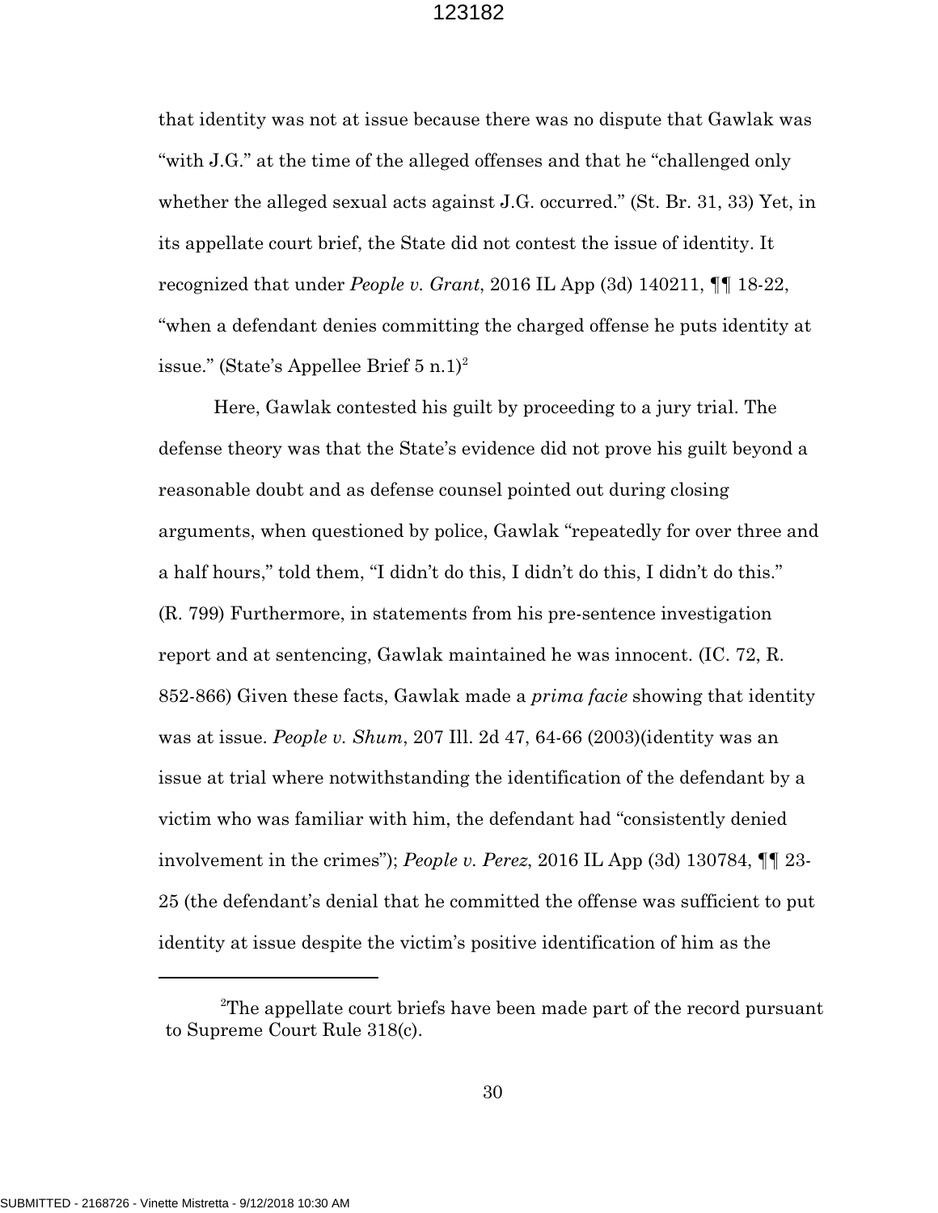that identity was not at issue because there was no dispute that Gawlak was "with J.G." at the time of the alleged offenses and that he "challenged only whether the alleged sexual acts against J.G. occurred." (St. Br. 31, 33) Yet, in its appellate court brief, the State did not contest the issue of identity. It recognized that under *People v. Grant*, 2016 IL App (3d) 140211, ¶¶ 18-22, "when a defendant denies committing the charged offense he puts identity at issue." (State's Appellee Brief 5 n.1)[2]

Here, Gawlak contested his guilt by proceeding to a jury trial. The defense theory was that the State's evidence did not prove his guilt beyond a reasonable doubt and as defense counsel pointed out during closing arguments, when questioned by police, Gawlak "repeatedly for over three and a half hours," told them, "I didn't do this, I didn't do this, I didn't do this." (R. 799) Furthermore, in statements from his pre-sentence investigation report and at sentencing, Gawlak maintained he was innocent. (IC. 72, R. 852-866) Given these facts, Gawlak made a *prima facie* showing that identity was at issue. *People v. Shum*, 207 Ill. 2d 47, 64-66 (2003)(identity was an issue at trial where notwithstanding the identification of the defendant by a victim who was familiar with him, the defendant had "consistently denied involvement in the crimes"); *People v. Perez*, 2016 IL App (3d) 130784, ¶¶ 23-25 (the defendant's denial that he committed the offense was sufficient to put identity at issue despite the victim's positive identification of him as the

---

[2]The appellate court briefs have been made part of the record pursuant to Supreme Court Rule 318(c).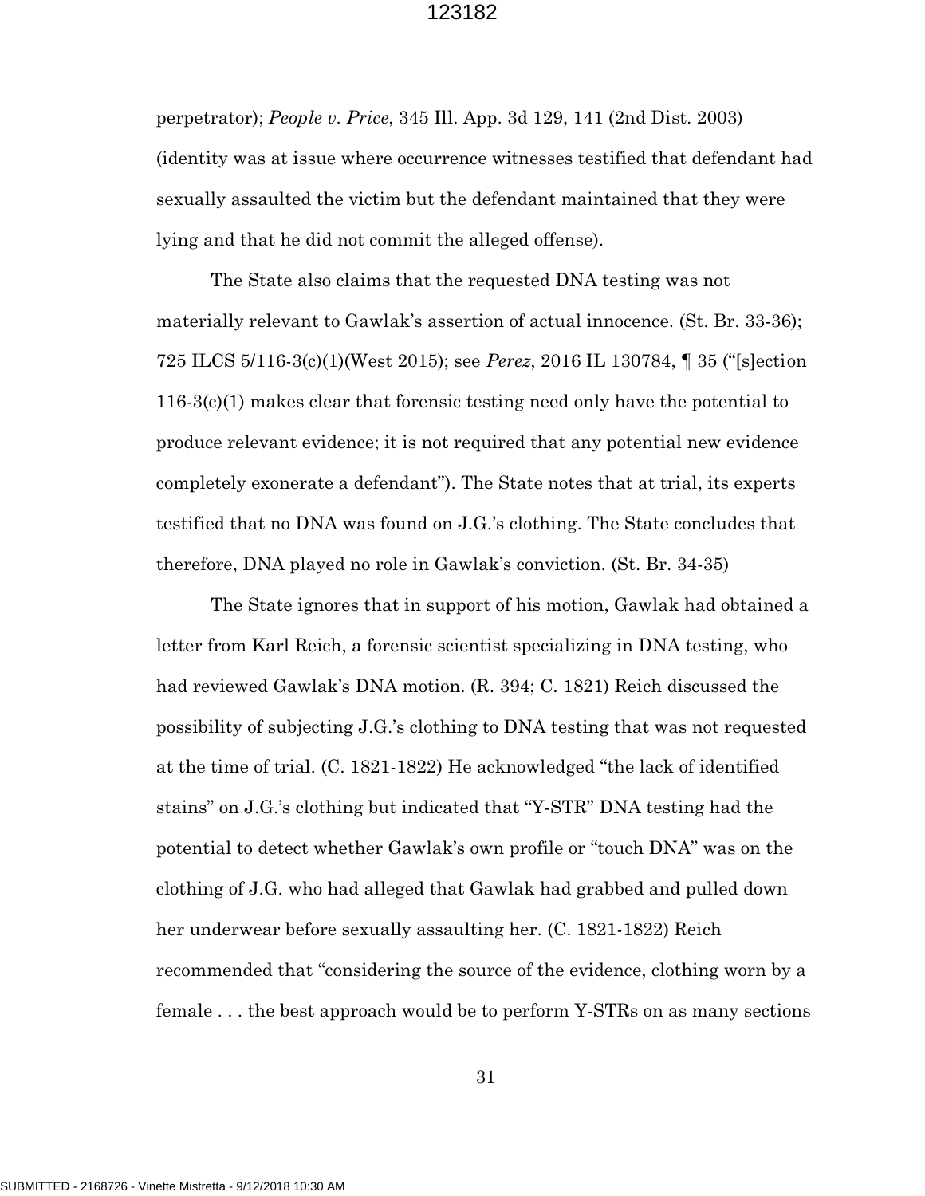perpetrator); *People v. Price*, 345 Ill. App. 3d 129, 141 (2nd Dist. 2003) (identity was at issue where occurrence witnesses testified that defendant had sexually assaulted the victim but the defendant maintained that they were lying and that he did not commit the alleged offense).

The State also claims that the requested DNA testing was not materially relevant to Gawlak's assertion of actual innocence. (St. Br. 33-36); 725 ILCS 5/116-3(c)(1)(West 2015); see *Perez*, 2016 IL 130784, ¶ 35 ("[s]ection 116-3(c)(1) makes clear that forensic testing need only have the potential to produce relevant evidence; it is not required that any potential new evidence completely exonerate a defendant"). The State notes that at trial, its experts testified that no DNA was found on J.G.'s clothing. The State concludes that therefore, DNA played no role in Gawlak's conviction. (St. Br. 34-35)

The State ignores that in support of his motion, Gawlak had obtained a letter from Karl Reich, a forensic scientist specializing in DNA testing, who had reviewed Gawlak's DNA motion. (R. 394; C. 1821) Reich discussed the possibility of subjecting J.G.'s clothing to DNA testing that was not requested at the time of trial. (C. 1821-1822) He acknowledged "the lack of identified stains" on J.G.'s clothing but indicated that "Y-STR" DNA testing had the potential to detect whether Gawlak's own profile or "touch DNA" was on the clothing of J.G. who had alleged that Gawlak had grabbed and pulled down her underwear before sexually assaulting her. (C. 1821-1822) Reich recommended that "considering the source of the evidence, clothing worn by a female . . . the best approach would be to perform Y-STRs on as many sections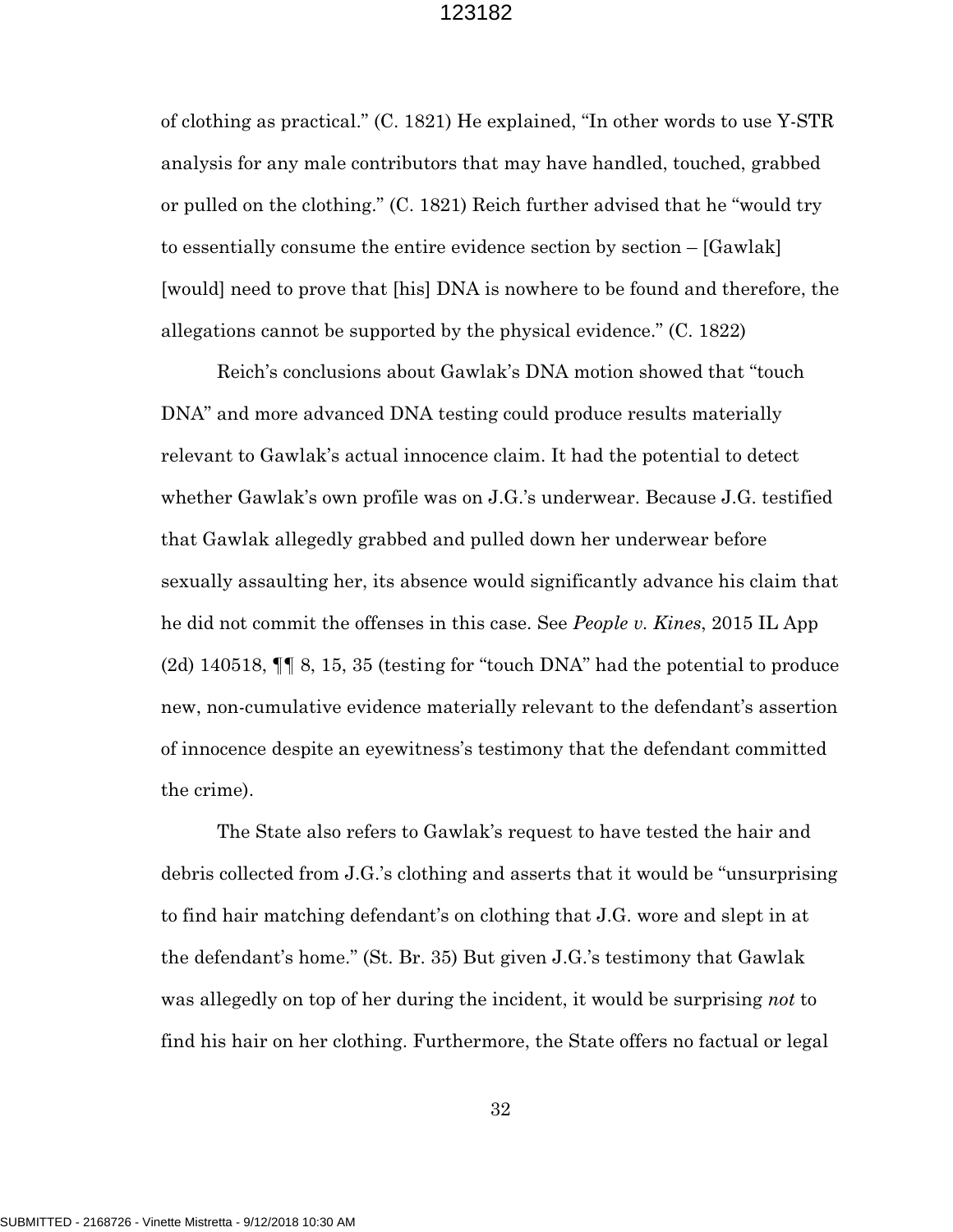of clothing as practical." (C. 1821) He explained, "In other words to use Y-STR analysis for any male contributors that may have handled, touched, grabbed or pulled on the clothing." (C. 1821) Reich further advised that he "would try to essentially consume the entire evidence section by section – [Gawlak] [would] need to prove that [his] DNA is nowhere to be found and therefore, the allegations cannot be supported by the physical evidence." (C. 1822)

Reich's conclusions about Gawlak's DNA motion showed that "touch DNA" and more advanced DNA testing could produce results materially relevant to Gawlak's actual innocence claim. It had the potential to detect whether Gawlak's own profile was on J.G.'s underwear. Because J.G. testified that Gawlak allegedly grabbed and pulled down her underwear before sexually assaulting her, its absence would significantly advance his claim that he did not commit the offenses in this case. See *People v. Kines*, 2015 IL App (2d) 140518, ¶¶ 8, 15, 35 (testing for "touch DNA" had the potential to produce new, non-cumulative evidence materially relevant to the defendant's assertion of innocence despite an eyewitness's testimony that the defendant committed the crime).

The State also refers to Gawlak's request to have tested the hair and debris collected from J.G.'s clothing and asserts that it would be "unsurprising to find hair matching defendant's on clothing that J.G. wore and slept in at the defendant's home." (St. Br. 35) But given J.G.'s testimony that Gawlak was allegedly on top of her during the incident, it would be surprising *not* to find his hair on her clothing. Furthermore, the State offers no factual or legal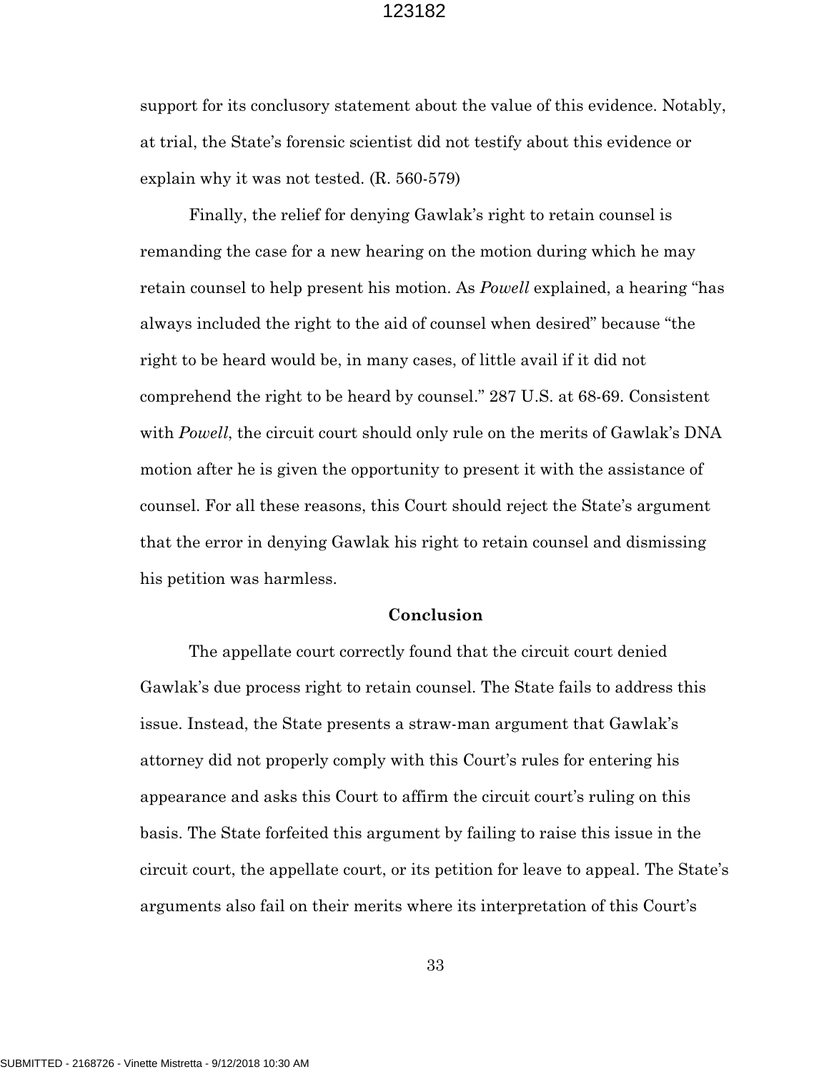support for its conclusory statement about the value of this evidence. Notably, at trial, the State's forensic scientist did not testify about this evidence or explain why it was not tested. (R. 560-579)

Finally, the relief for denying Gawlak's right to retain counsel is remanding the case for a new hearing on the motion during which he may retain counsel to help present his motion. As *Powell* explained, a hearing "has always included the right to the aid of counsel when desired" because "the right to be heard would be, in many cases, of little avail if it did not comprehend the right to be heard by counsel." 287 U.S. at 68-69. Consistent with *Powell*, the circuit court should only rule on the merits of Gawlak's DNA motion after he is given the opportunity to present it with the assistance of counsel. For all these reasons, this Court should reject the State's argument that the error in denying Gawlak his right to retain counsel and dismissing his petition was harmless.

## Conclusion

The appellate court correctly found that the circuit court denied Gawlak's due process right to retain counsel. The State fails to address this issue. Instead, the State presents a straw-man argument that Gawlak's attorney did not properly comply with this Court's rules for entering his appearance and asks this Court to affirm the circuit court's ruling on this basis. The State forfeited this argument by failing to raise this issue in the circuit court, the appellate court, or its petition for leave to appeal. The State's arguments also fail on their merits where its interpretation of this Court's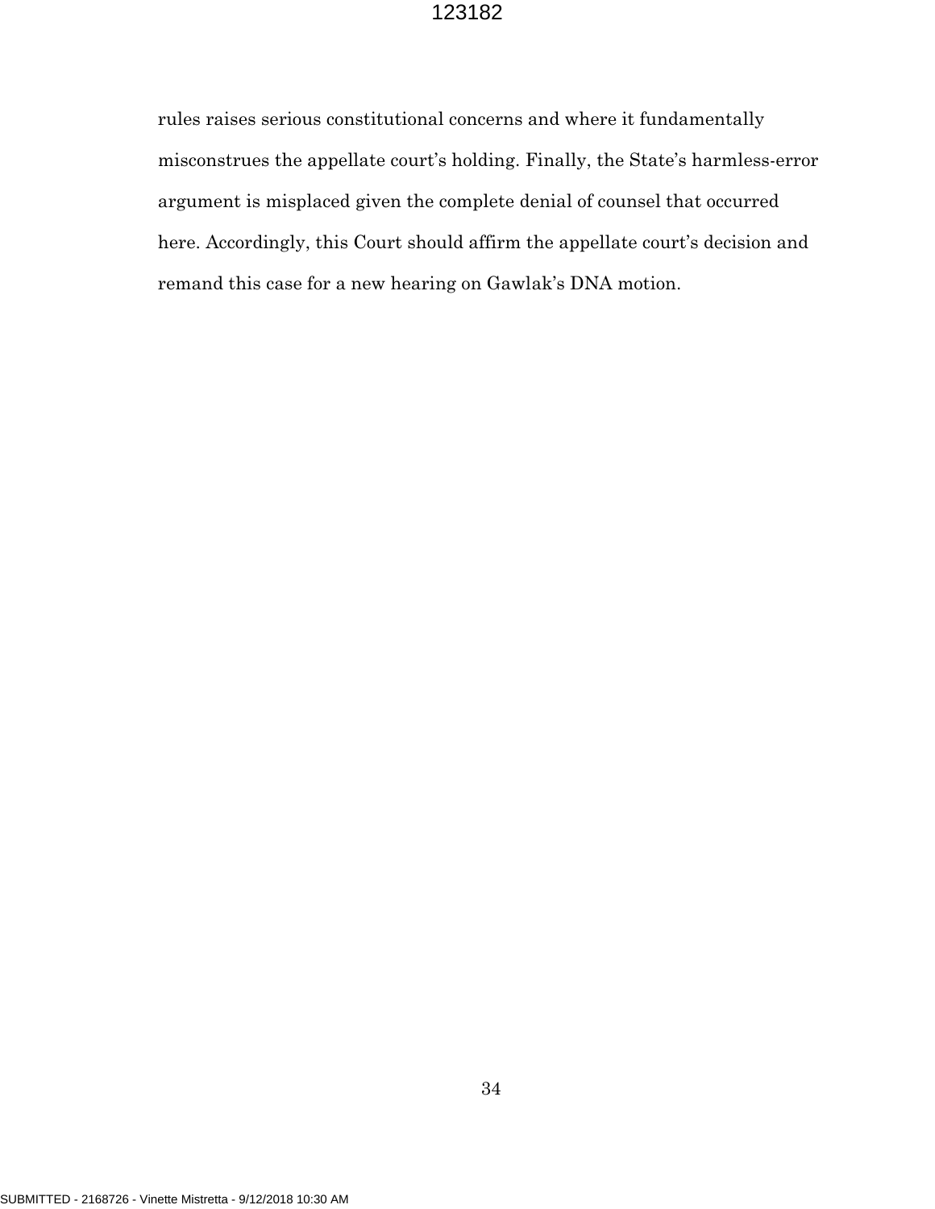rules raises serious constitutional concerns and where it fundamentally misconstrues the appellate court's holding. Finally, the State's harmless-error argument is misplaced given the complete denial of counsel that occurred here. Accordingly, this Court should affirm the appellate court's decision and remand this case for a new hearing on Gawlak's DNA motion.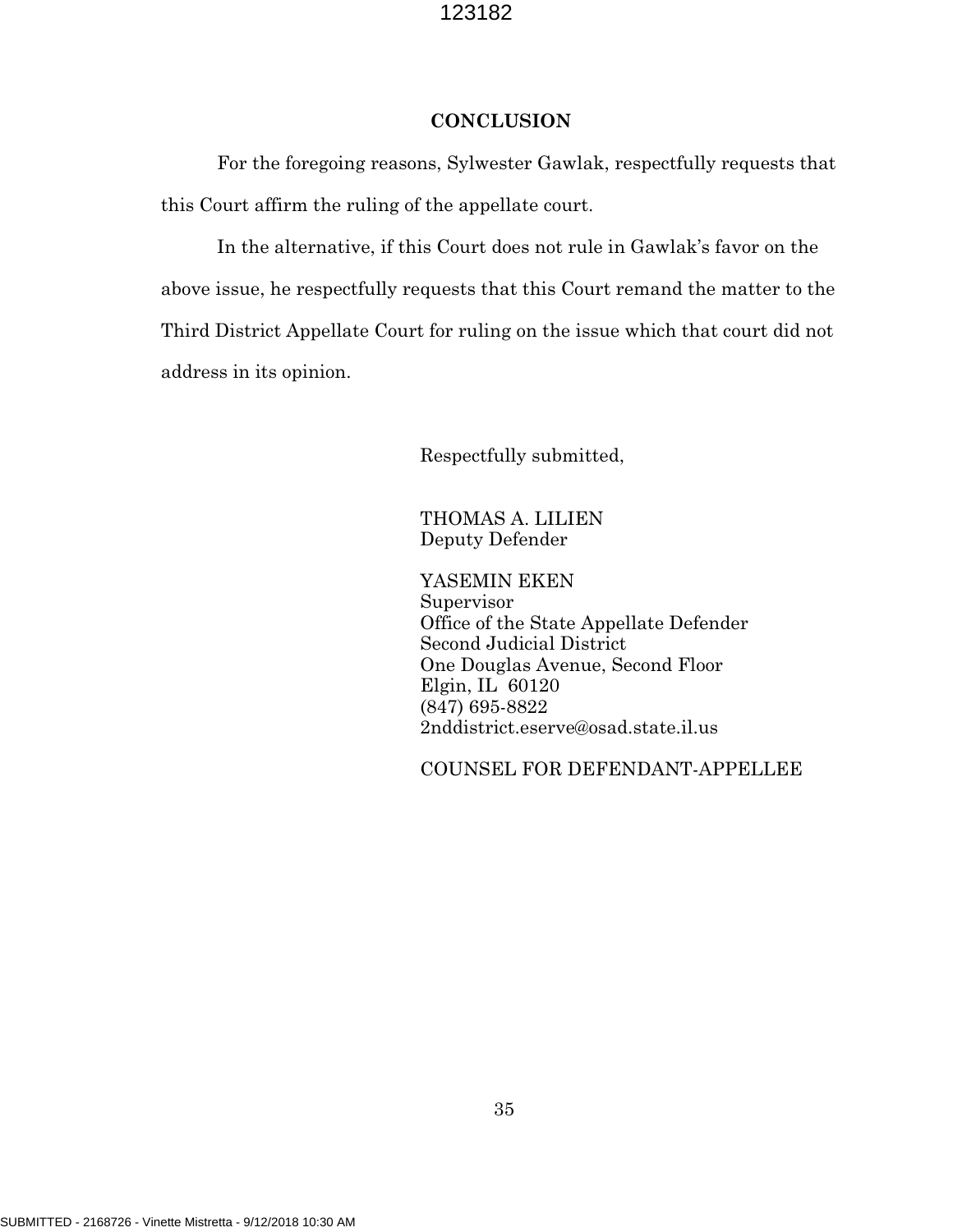**CONCLUSION**

For the foregoing reasons, Sylwester Gawlak, respectfully requests that this Court affirm the ruling of the appellate court.

In the alternative, if this Court does not rule in Gawlak's favor on the above issue, he respectfully requests that this Court remand the matter to the Third District Appellate Court for ruling on the issue which that court did not address in its opinion.

Respectfully submitted,

THOMAS A. LILIEN  
Deputy Defender

YASEMIN EKEN  
Supervisor  
Office of the State Appellate Defender  
Second Judicial District  
One Douglas Avenue, Second Floor  
Elgin, IL 60120  
(847) 695-8822  
2nddistrict.eserve@osad.state.il.us

COUNSEL FOR DEFENDANT-APPELLEE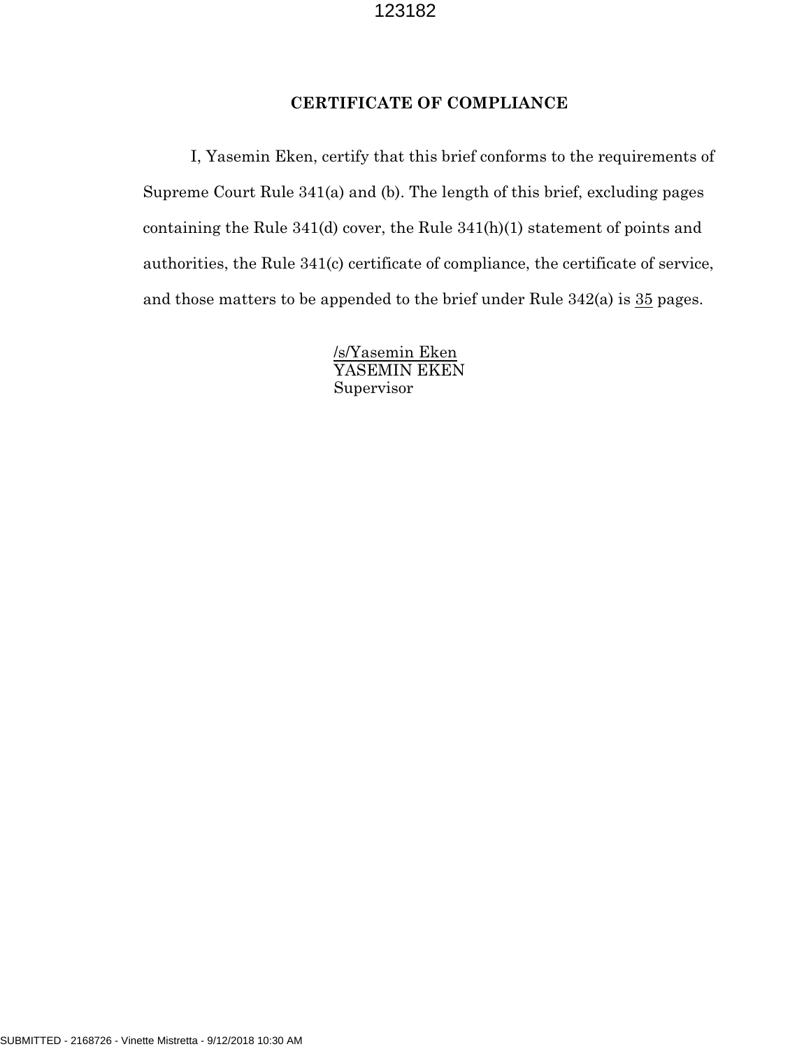## CERTIFICATE OF COMPLIANCE

I, Yasemin Eken, certify that this brief conforms to the requirements of Supreme Court Rule 341(a) and (b). The length of this brief, excluding pages containing the Rule 341(d) cover, the Rule 341(h)(1) statement of points and authorities, the Rule 341(c) certificate of compliance, the certificate of service, and those matters to be appended to the brief under Rule 342(a) is 35 pages.

/s/Yasemin Eken
YASEMIN EKEN
Supervisor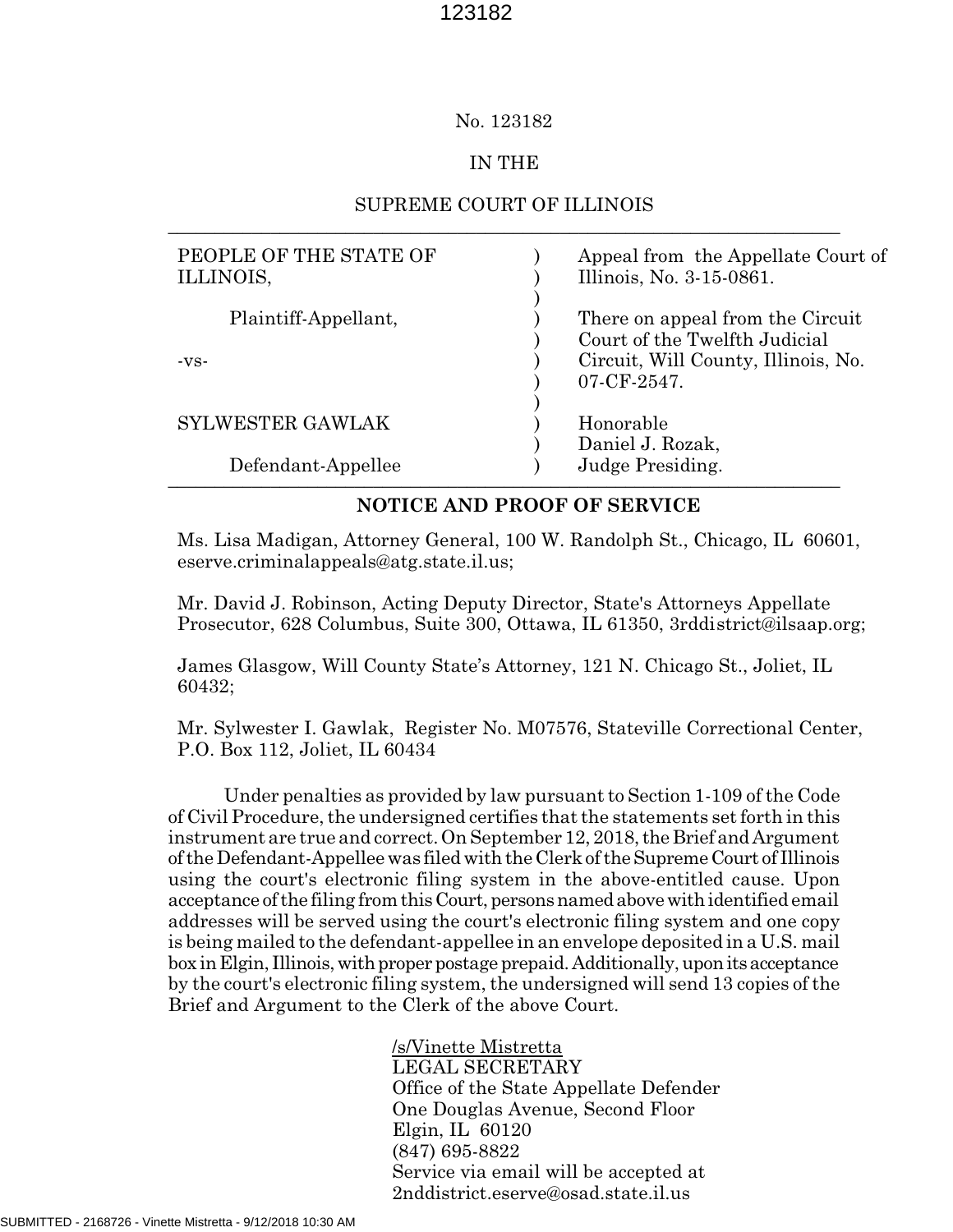No. 123182

IN THE

SUPREME COURT OF ILLINOIS

| | | |
|---|---|---|
| PEOPLE OF THE STATE OF ILLINOIS, | ) | Appeal from the Appellate Court of Illinois, No. 3-15-0861. |
| Plaintiff-Appellant, | ) | There on appeal from the Circuit Court of the Twelfth Judicial Circuit, Will County, Illinois, No. 07-CF-2547. |
| -vs- | ) | |
| SYLWESTER GAWLAK | ) | Honorable Daniel J. Rozak, |
| Defendant-Appellee | ) | Judge Presiding. |

**NOTICE AND PROOF OF SERVICE**

Ms. Lisa Madigan, Attorney General, 100 W. Randolph St., Chicago, IL 60601, eserve.criminalappeals@atg.state.il.us;

Mr. David J. Robinson, Acting Deputy Director, State's Attorneys Appellate Prosecutor, 628 Columbus, Suite 300, Ottawa, IL 61350, 3rddistrict@ilsaap.org;

James Glasgow, Will County State's Attorney, 121 N. Chicago St., Joliet, IL 60432;

Mr. Sylwester I. Gawlak, Register No. M07576, Stateville Correctional Center, P.O. Box 112, Joliet, IL 60434

Under penalties as provided by law pursuant to Section 1-109 of the Code of Civil Procedure, the undersigned certifies that the statements set forth in this instrument are true and correct. On September 12, 2018, the Brief and Argument of the Defendant-Appellee was filed with the Clerk of the Supreme Court of Illinois using the court's electronic filing system in the above-entitled cause. Upon acceptance of the filing from this Court, persons named above with identified email addresses will be served using the court's electronic filing system and one copy is being mailed to the defendant-appellee in an envelope deposited in a U.S. mail box in Elgin, Illinois, with proper postage prepaid. Additionally, upon its acceptance by the court's electronic filing system, the undersigned will send 13 copies of the Brief and Argument to the Clerk of the above Court.

/s/Vinette Mistretta
LEGAL SECRETARY
Office of the State Appellate Defender
One Douglas Avenue, Second Floor
Elgin, IL 60120
(847) 695-8822
Service via email will be accepted at
2nddistrict.eserve@osad.state.il.us